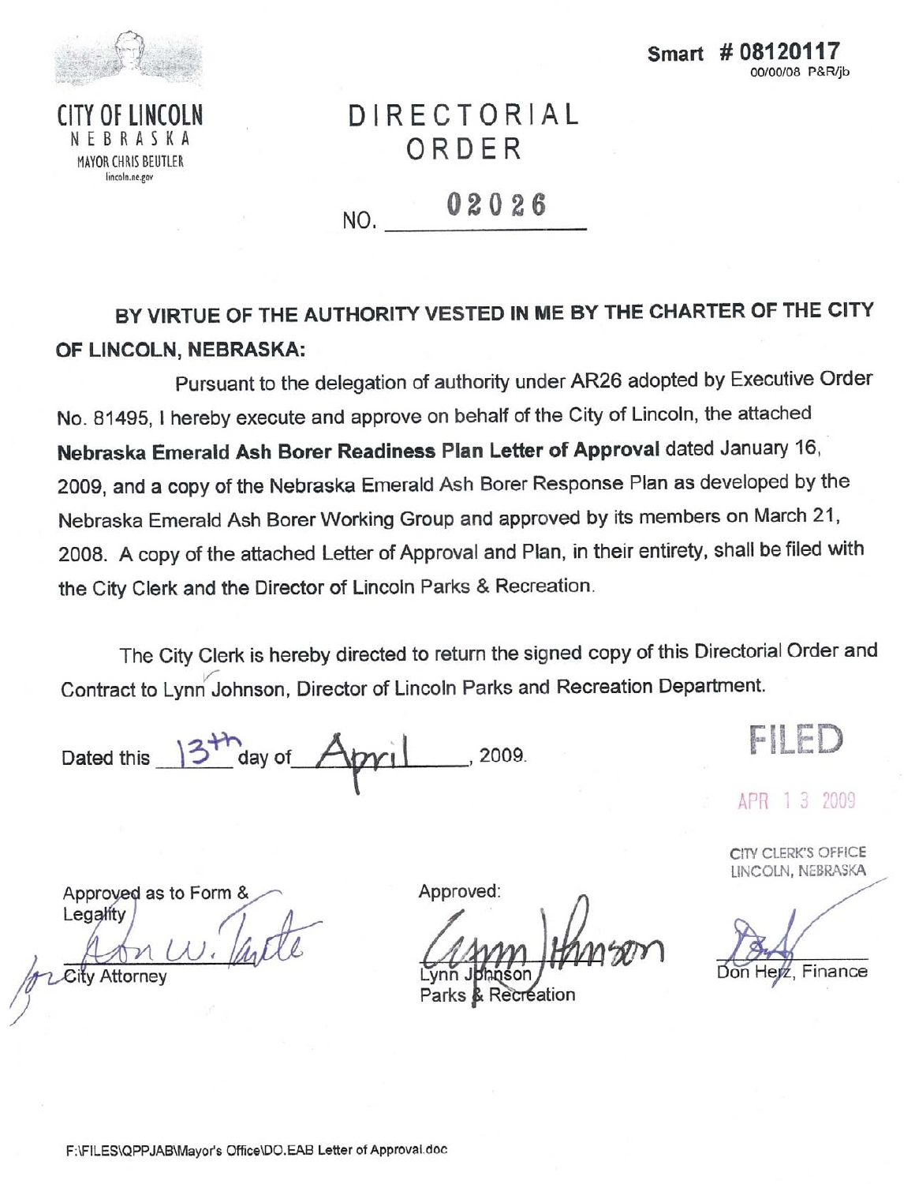Smart # 08120117
00/00/08 P&R/jb

CITY OF LINCOLN
NEBRASKA
MAYOR CHRIS BEUTLER
lincoln.ne.gov

# DIRECTORIAL ORDER

NO. 02026

**BY VIRTUE OF THE AUTHORITY VESTED IN ME BY THE CHARTER OF THE CITY OF LINCOLN, NEBRASKA:**

Pursuant to the delegation of authority under AR26 adopted by Executive Order No. 81495, I hereby execute and approve on behalf of the City of Lincoln, the attached **Nebraska Emerald Ash Borer Readiness Plan Letter of Approval** dated January 16, 2009, and a copy of the Nebraska Emerald Ash Borer Response Plan as developed by the Nebraska Emerald Ash Borer Working Group and approved by its members on March 21, 2008. A copy of the attached Letter of Approval and Plan, in their entirety, shall be filed with the City Clerk and the Director of Lincoln Parks & Recreation.

The City Clerk is hereby directed to return the signed copy of this Directorial Order and Contract to Lynn Johnson, Director of Lincoln Parks and Recreation Department.

Dated this 13th day of April, 2009.

FILED
APR 13 2009
CITY CLERK'S OFFICE
LINCOLN, NEBRASKA

Approved as to Form & Legality

for City Attorney

Approved:

Lynn Johnson
Parks & Recreation

Don Herz, Finance

F:\FILES\QPPJAB\Mayor's Office\DO.EAB Letter of Approval.doc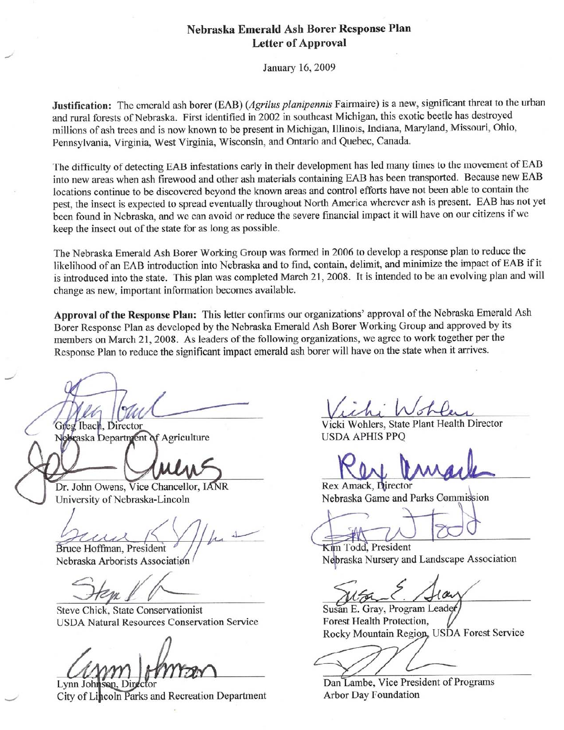# Nebraska Emerald Ash Borer Response Plan
## Letter of Approval

January 16, 2009

**Justification:** The emerald ash borer (EAB) (*Agrilus planipennis* Fairmaire) is a new, significant threat to the urban and rural forests of Nebraska. First identified in 2002 in southeast Michigan, this exotic beetle has destroyed millions of ash trees and is now known to be present in Michigan, Illinois, Indiana, Maryland, Missouri, Ohio, Pennsylvania, Virginia, West Virginia, Wisconsin, and Ontario and Quebec, Canada.

The difficulty of detecting EAB infestations early in their development has led many times to the movement of EAB into new areas when ash firewood and other ash materials containing EAB has been transported. Because new EAB locations continue to be discovered beyond the known areas and control efforts have not been able to contain the pest, the insect is expected to spread eventually throughout North America wherever ash is present. EAB has not yet been found in Nebraska, and we can avoid or reduce the severe financial impact it will have on our citizens if we keep the insect out of the state for as long as possible.

The Nebraska Emerald Ash Borer Working Group was formed in 2006 to develop a response plan to reduce the likelihood of an EAB introduction into Nebraska and to find, contain, delimit, and minimize the impact of EAB if it is introduced into the state. This plan was completed March 21, 2008. It is intended to be an evolving plan and will change as new, important information becomes available.

**Approval of the Response Plan:** This letter confirms our organizations' approval of the Nebraska Emerald Ash Borer Response Plan as developed by the Nebraska Emerald Ash Borer Working Group and approved by its members on March 21, 2008. As leaders of the following organizations, we agree to work together per the Response Plan to reduce the significant impact emerald ash borer will have on the state when it arrives.

Greg Ibach, Director
Nebraska Department of Agriculture

Dr. John Owens, Vice Chancellor, IANR
University of Nebraska-Lincoln

Bruce Hoffman, President
Nebraska Arborists Association

Steve Chick, State Conservationist
USDA Natural Resources Conservation Service

Lynn Johnson, Director
City of Lincoln Parks and Recreation Department

Vicki Wohlers, State Plant Health Director
USDA APHIS PPQ

Rex Amack, Director
Nebraska Game and Parks Commission

Kim Todd, President
Nebraska Nursery and Landscape Association

Susan E. Gray, Program Leader
Forest Health Protection,
Rocky Mountain Region, USDA Forest Service

Dan Lambe, Vice President of Programs
Arbor Day Foundation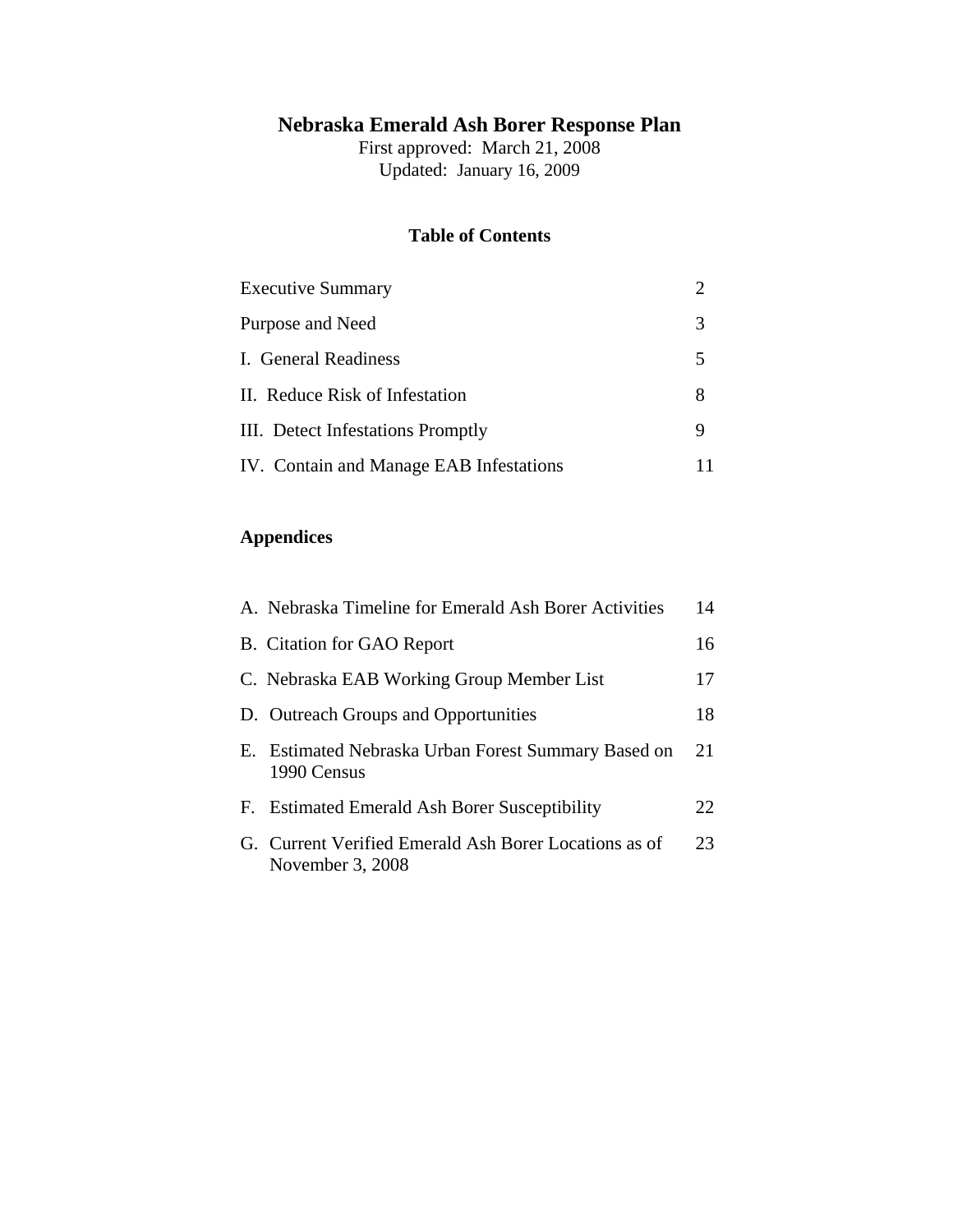# Nebraska Emerald Ash Borer Response Plan

First approved: March 21, 2008
Updated: January 16, 2009

## Table of Contents

| | |
|---|---|
| Executive Summary | 2 |
| Purpose and Need | 3 |
| I. General Readiness | 5 |
| II. Reduce Risk of Infestation | 8 |
| III. Detect Infestations Promptly | 9 |
| IV. Contain and Manage EAB Infestations | 11 |

## Appendices

| | |
|---|---|
| A. Nebraska Timeline for Emerald Ash Borer Activities | 14 |
| B. Citation for GAO Report | 16 |
| C. Nebraska EAB Working Group Member List | 17 |
| D. Outreach Groups and Opportunities | 18 |
| E. Estimated Nebraska Urban Forest Summary Based on 1990 Census | 21 |
| F. Estimated Emerald Ash Borer Susceptibility | 22 |
| G. Current Verified Emerald Ash Borer Locations as of November 3, 2008 | 23 |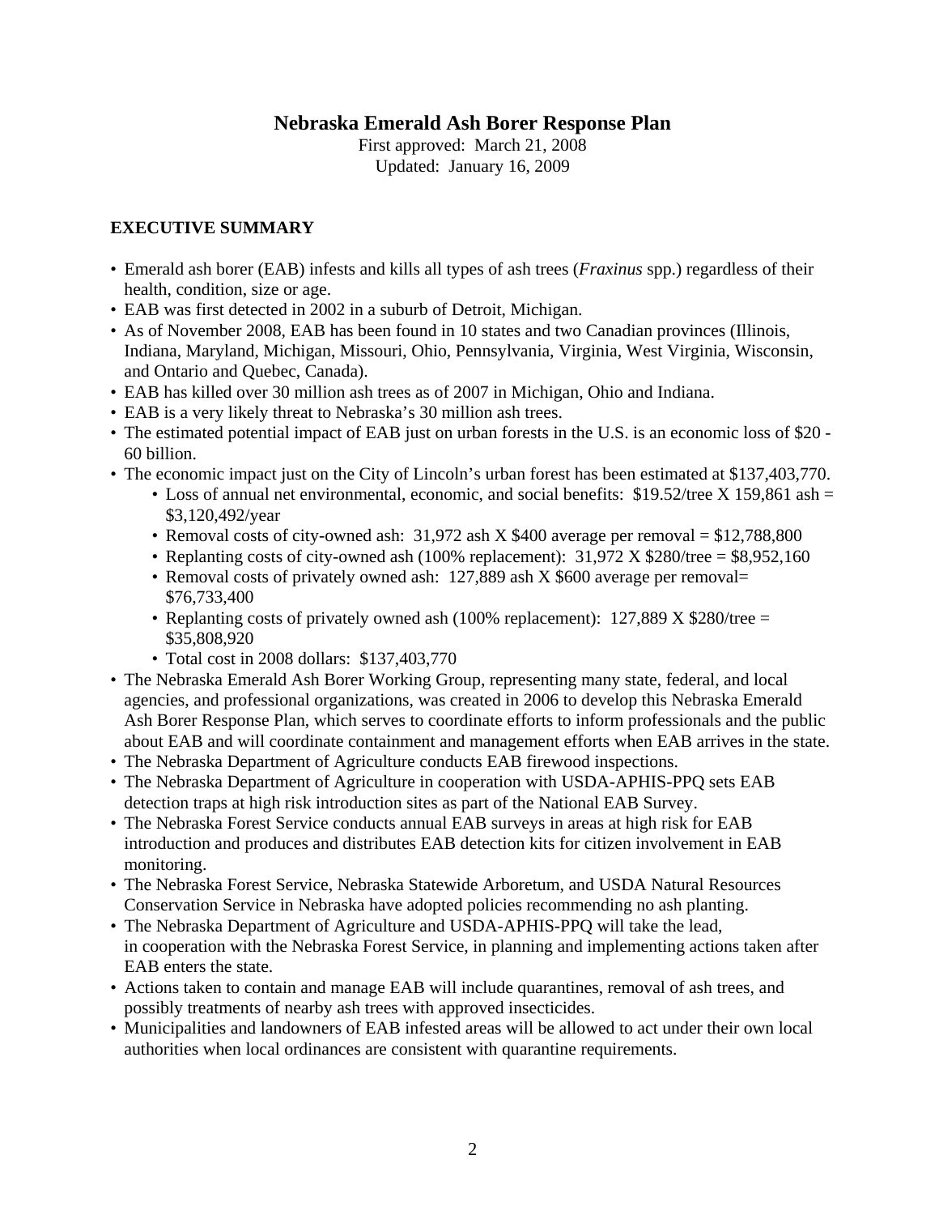# Nebraska Emerald Ash Borer Response Plan

First approved: March 21, 2008
Updated: January 16, 2009

## EXECUTIVE SUMMARY

- Emerald ash borer (EAB) infests and kills all types of ash trees (*Fraxinus* spp.) regardless of their health, condition, size or age.
- EAB was first detected in 2002 in a suburb of Detroit, Michigan.
- As of November 2008, EAB has been found in 10 states and two Canadian provinces (Illinois, Indiana, Maryland, Michigan, Missouri, Ohio, Pennsylvania, Virginia, West Virginia, Wisconsin, and Ontario and Quebec, Canada).
- EAB has killed over 30 million ash trees as of 2007 in Michigan, Ohio and Indiana.
- EAB is a very likely threat to Nebraska's 30 million ash trees.
- The estimated potential impact of EAB just on urban forests in the U.S. is an economic loss of $20 - 60 billion.
- The economic impact just on the City of Lincoln's urban forest has been estimated at $137,403,770.
  - Loss of annual net environmental, economic, and social benefits: $19.52/tree X 159,861 ash = $3,120,492/year
  - Removal costs of city-owned ash: 31,972 ash X $400 average per removal = $12,788,800
  - Replanting costs of city-owned ash (100% replacement): 31,972 X $280/tree = $8,952,160
  - Removal costs of privately owned ash: 127,889 ash X $600 average per removal= $76,733,400
  - Replanting costs of privately owned ash (100% replacement): 127,889 X $280/tree = $35,808,920
  - Total cost in 2008 dollars: $137,403,770
- The Nebraska Emerald Ash Borer Working Group, representing many state, federal, and local agencies, and professional organizations, was created in 2006 to develop this Nebraska Emerald Ash Borer Response Plan, which serves to coordinate efforts to inform professionals and the public about EAB and will coordinate containment and management efforts when EAB arrives in the state.
- The Nebraska Department of Agriculture conducts EAB firewood inspections.
- The Nebraska Department of Agriculture in cooperation with USDA-APHIS-PPQ sets EAB detection traps at high risk introduction sites as part of the National EAB Survey.
- The Nebraska Forest Service conducts annual EAB surveys in areas at high risk for EAB introduction and produces and distributes EAB detection kits for citizen involvement in EAB monitoring.
- The Nebraska Forest Service, Nebraska Statewide Arboretum, and USDA Natural Resources Conservation Service in Nebraska have adopted policies recommending no ash planting.
- The Nebraska Department of Agriculture and USDA-APHIS-PPQ will take the lead, in cooperation with the Nebraska Forest Service, in planning and implementing actions taken after EAB enters the state.
- Actions taken to contain and manage EAB will include quarantines, removal of ash trees, and possibly treatments of nearby ash trees with approved insecticides.
- Municipalities and landowners of EAB infested areas will be allowed to act under their own local authorities when local ordinances are consistent with quarantine requirements.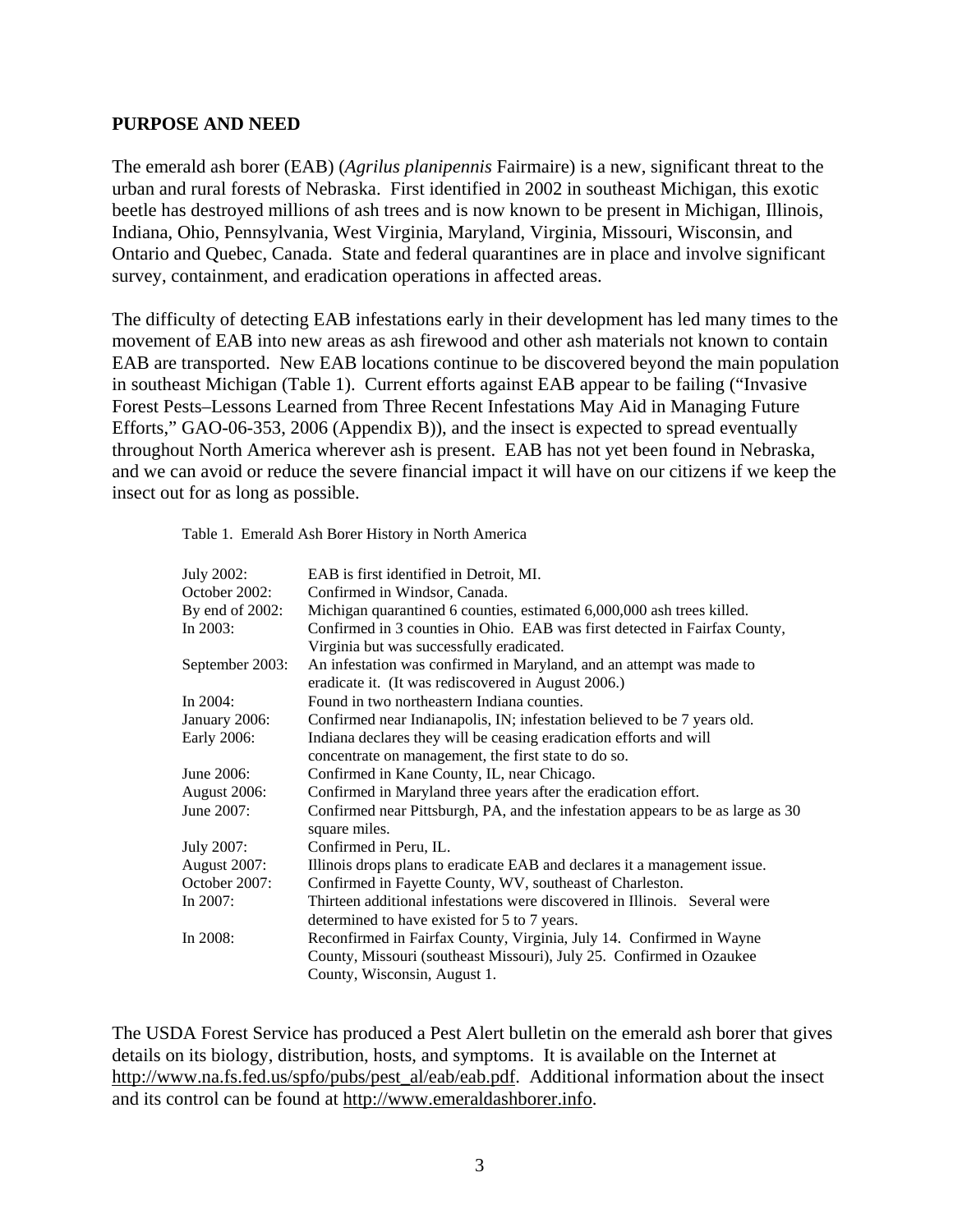## PURPOSE AND NEED

The emerald ash borer (EAB) (*Agrilus planipennis* Fairmaire) is a new, significant threat to the urban and rural forests of Nebraska. First identified in 2002 in southeast Michigan, this exotic beetle has destroyed millions of ash trees and is now known to be present in Michigan, Illinois, Indiana, Ohio, Pennsylvania, West Virginia, Maryland, Virginia, Missouri, Wisconsin, and Ontario and Quebec, Canada. State and federal quarantines are in place and involve significant survey, containment, and eradication operations in affected areas.

The difficulty of detecting EAB infestations early in their development has led many times to the movement of EAB into new areas as ash firewood and other ash materials not known to contain EAB are transported. New EAB locations continue to be discovered beyond the main population in southeast Michigan (Table 1). Current efforts against EAB appear to be failing ("Invasive Forest Pests–Lessons Learned from Three Recent Infestations May Aid in Managing Future Efforts," GAO-06-353, 2006 (Appendix B)), and the insect is expected to spread eventually throughout North America wherever ash is present. EAB has not yet been found in Nebraska, and we can avoid or reduce the severe financial impact it will have on our citizens if we keep the insect out for as long as possible.

Table 1. Emerald Ash Borer History in North America

| | |
|---|---|
| July 2002: | EAB is first identified in Detroit, MI. |
| October 2002: | Confirmed in Windsor, Canada. |
| By end of 2002: | Michigan quarantined 6 counties, estimated 6,000,000 ash trees killed. |
| In 2003: | Confirmed in 3 counties in Ohio. EAB was first detected in Fairfax County, Virginia but was successfully eradicated. |
| September 2003: | An infestation was confirmed in Maryland, and an attempt was made to eradicate it. (It was rediscovered in August 2006.) |
| In 2004: | Found in two northeastern Indiana counties. |
| January 2006: | Confirmed near Indianapolis, IN; infestation believed to be 7 years old. |
| Early 2006: | Indiana declares they will be ceasing eradication efforts and will concentrate on management, the first state to do so. |
| June 2006: | Confirmed in Kane County, IL, near Chicago. |
| August 2006: | Confirmed in Maryland three years after the eradication effort. |
| June 2007: | Confirmed near Pittsburgh, PA, and the infestation appears to be as large as 30 square miles. |
| July 2007: | Confirmed in Peru, IL. |
| August 2007: | Illinois drops plans to eradicate EAB and declares it a management issue. |
| October 2007: | Confirmed in Fayette County, WV, southeast of Charleston. |
| In 2007: | Thirteen additional infestations were discovered in Illinois. Several were determined to have existed for 5 to 7 years. |
| In 2008: | Reconfirmed in Fairfax County, Virginia, July 14. Confirmed in Wayne County, Missouri (southeast Missouri), July 25. Confirmed in Ozaukee County, Wisconsin, August 1. |

The USDA Forest Service has produced a Pest Alert bulletin on the emerald ash borer that gives details on its biology, distribution, hosts, and symptoms. It is available on the Internet at http://www.na.fs.fed.us/spfo/pubs/pest_al/eab/eab.pdf. Additional information about the insect and its control can be found at http://www.emeraldashborer.info.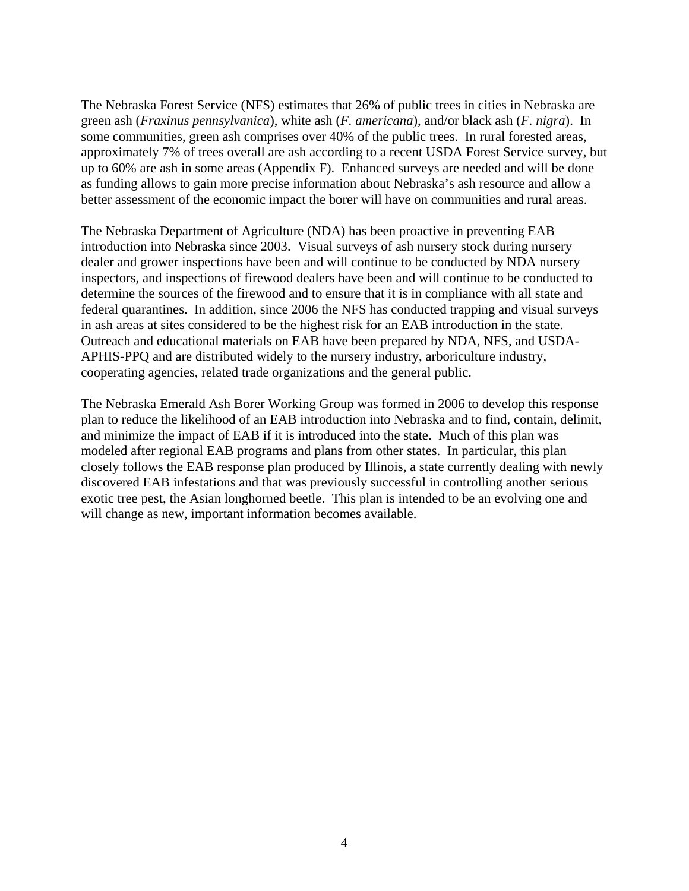The Nebraska Forest Service (NFS) estimates that 26% of public trees in cities in Nebraska are green ash (*Fraxinus pennsylvanica*), white ash (*F. americana*), and/or black ash (*F. nigra*). In some communities, green ash comprises over 40% of the public trees. In rural forested areas, approximately 7% of trees overall are ash according to a recent USDA Forest Service survey, but up to 60% are ash in some areas (Appendix F). Enhanced surveys are needed and will be done as funding allows to gain more precise information about Nebraska's ash resource and allow a better assessment of the economic impact the borer will have on communities and rural areas.

The Nebraska Department of Agriculture (NDA) has been proactive in preventing EAB introduction into Nebraska since 2003. Visual surveys of ash nursery stock during nursery dealer and grower inspections have been and will continue to be conducted by NDA nursery inspectors, and inspections of firewood dealers have been and will continue to be conducted to determine the sources of the firewood and to ensure that it is in compliance with all state and federal quarantines. In addition, since 2006 the NFS has conducted trapping and visual surveys in ash areas at sites considered to be the highest risk for an EAB introduction in the state. Outreach and educational materials on EAB have been prepared by NDA, NFS, and USDA-APHIS-PPQ and are distributed widely to the nursery industry, arboriculture industry, cooperating agencies, related trade organizations and the general public.

The Nebraska Emerald Ash Borer Working Group was formed in 2006 to develop this response plan to reduce the likelihood of an EAB introduction into Nebraska and to find, contain, delimit, and minimize the impact of EAB if it is introduced into the state. Much of this plan was modeled after regional EAB programs and plans from other states. In particular, this plan closely follows the EAB response plan produced by Illinois, a state currently dealing with newly discovered EAB infestations and that was previously successful in controlling another serious exotic tree pest, the Asian longhorned beetle. This plan is intended to be an evolving one and will change as new, important information becomes available.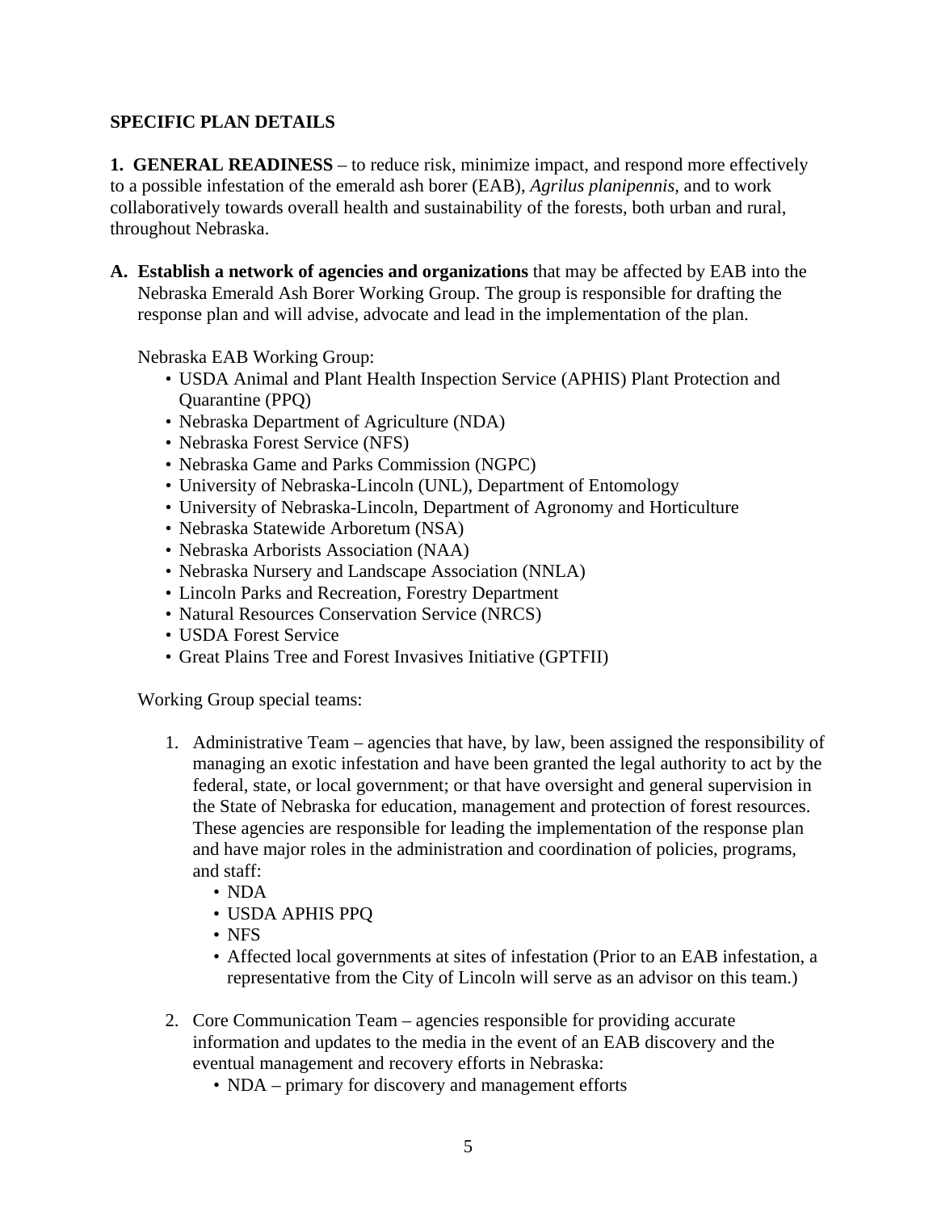**SPECIFIC PLAN DETAILS**

**1. GENERAL READINESS** – to reduce risk, minimize impact, and respond more effectively to a possible infestation of the emerald ash borer (EAB), *Agrilus planipennis*, and to work collaboratively towards overall health and sustainability of the forests, both urban and rural, throughout Nebraska.

**A. Establish a network of agencies and organizations** that may be affected by EAB into the Nebraska Emerald Ash Borer Working Group. The group is responsible for drafting the response plan and will advise, advocate and lead in the implementation of the plan.

Nebraska EAB Working Group:

- USDA Animal and Plant Health Inspection Service (APHIS) Plant Protection and Quarantine (PPQ)
- Nebraska Department of Agriculture (NDA)
- Nebraska Forest Service (NFS)
- Nebraska Game and Parks Commission (NGPC)
- University of Nebraska-Lincoln (UNL), Department of Entomology
- University of Nebraska-Lincoln, Department of Agronomy and Horticulture
- Nebraska Statewide Arboretum (NSA)
- Nebraska Arborists Association (NAA)
- Nebraska Nursery and Landscape Association (NNLA)
- Lincoln Parks and Recreation, Forestry Department
- Natural Resources Conservation Service (NRCS)
- USDA Forest Service
- Great Plains Tree and Forest Invasives Initiative (GPTFII)

Working Group special teams:

1. Administrative Team – agencies that have, by law, been assigned the responsibility of managing an exotic infestation and have been granted the legal authority to act by the federal, state, or local government; or that have oversight and general supervision in the State of Nebraska for education, management and protection of forest resources. These agencies are responsible for leading the implementation of the response plan and have major roles in the administration and coordination of policies, programs, and staff:
   - NDA
   - USDA APHIS PPQ
   - NFS
   - Affected local governments at sites of infestation (Prior to an EAB infestation, a representative from the City of Lincoln will serve as an advisor on this team.)

2. Core Communication Team – agencies responsible for providing accurate information and updates to the media in the event of an EAB discovery and the eventual management and recovery efforts in Nebraska:
   - NDA – primary for discovery and management efforts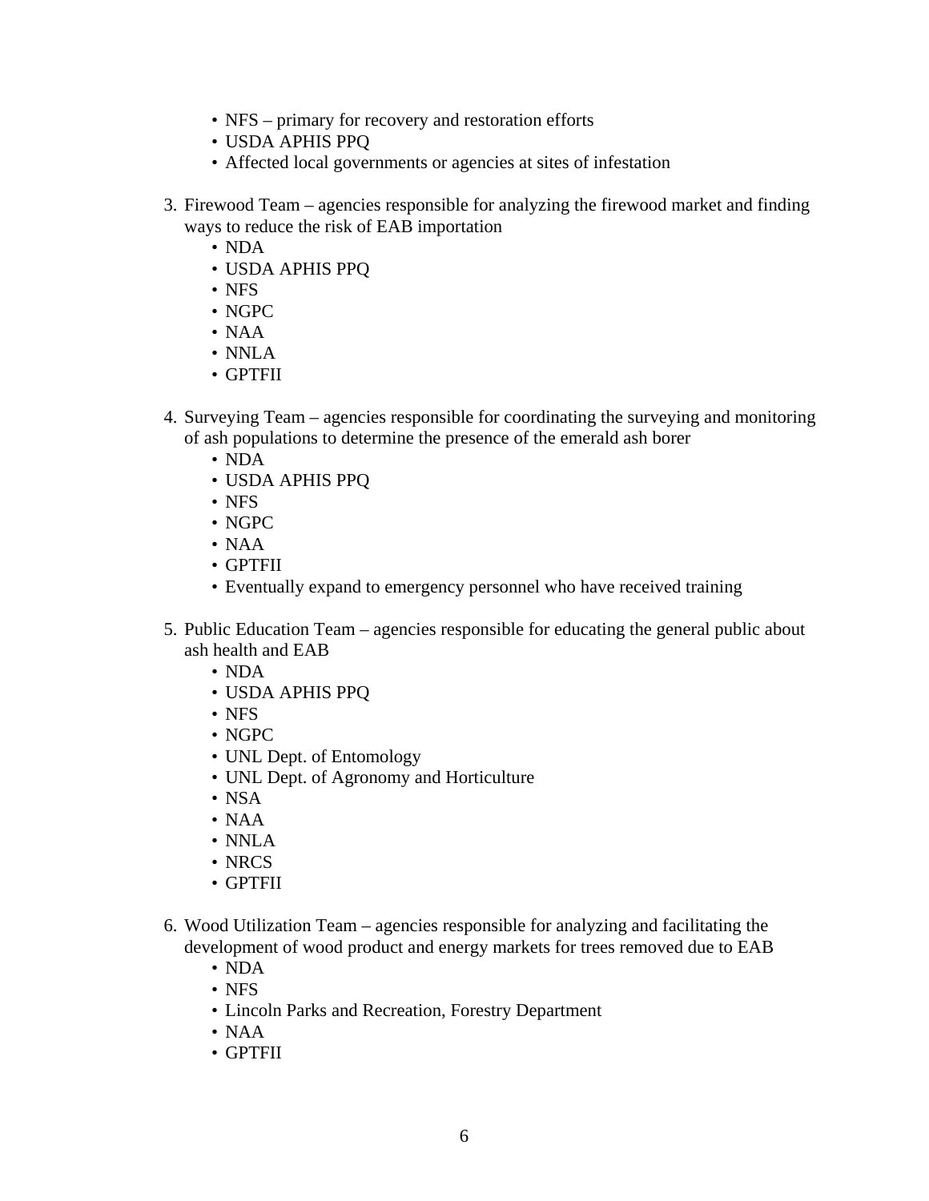- NFS – primary for recovery and restoration efforts
- USDA APHIS PPQ
- Affected local governments or agencies at sites of infestation

3. Firewood Team – agencies responsible for analyzing the firewood market and finding ways to reduce the risk of EAB importation
    - NDA
    - USDA APHIS PPQ
    - NFS
    - NGPC
    - NAA
    - NNLA
    - GPTFII

4. Surveying Team – agencies responsible for coordinating the surveying and monitoring of ash populations to determine the presence of the emerald ash borer
    - NDA
    - USDA APHIS PPQ
    - NFS
    - NGPC
    - NAA
    - GPTFII
    - Eventually expand to emergency personnel who have received training

5. Public Education Team – agencies responsible for educating the general public about ash health and EAB
    - NDA
    - USDA APHIS PPQ
    - NFS
    - NGPC
    - UNL Dept. of Entomology
    - UNL Dept. of Agronomy and Horticulture
    - NSA
    - NAA
    - NNLA
    - NRCS
    - GPTFII

6. Wood Utilization Team – agencies responsible for analyzing and facilitating the development of wood product and energy markets for trees removed due to EAB
    - NDA
    - NFS
    - Lincoln Parks and Recreation, Forestry Department
    - NAA
    - GPTFII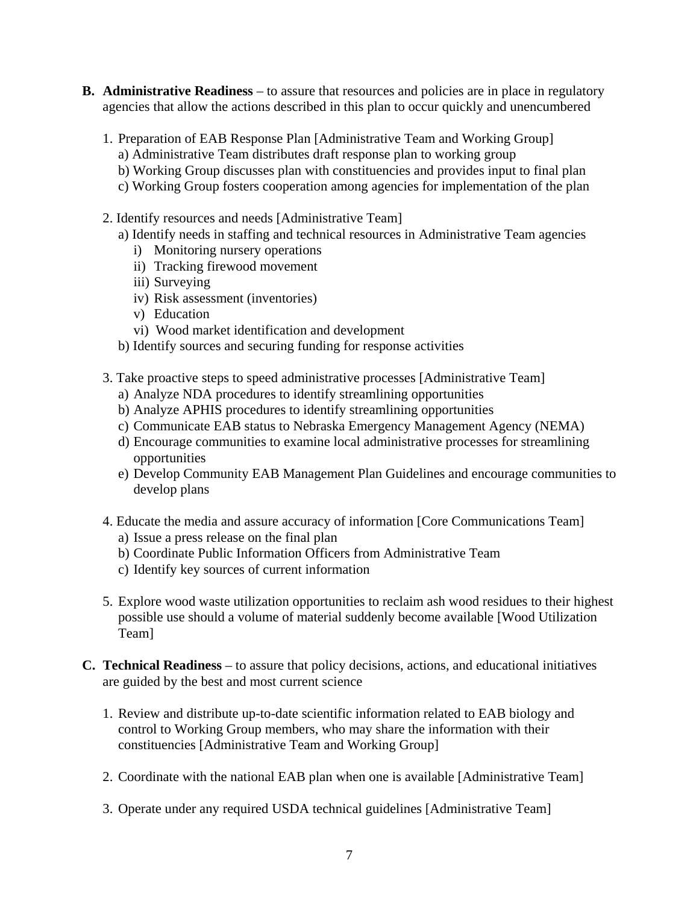**B. Administrative Readiness** – to assure that resources and policies are in place in regulatory agencies that allow the actions described in this plan to occur quickly and unencumbered

1. Preparation of EAB Response Plan [Administrative Team and Working Group]
   a) Administrative Team distributes draft response plan to working group
   b) Working Group discusses plan with constituencies and provides input to final plan
   c) Working Group fosters cooperation among agencies for implementation of the plan

2. Identify resources and needs [Administrative Team]
   a) Identify needs in staffing and technical resources in Administrative Team agencies
      i) Monitoring nursery operations
      ii) Tracking firewood movement
      iii) Surveying
      iv) Risk assessment (inventories)
      v) Education
      vi) Wood market identification and development
   b) Identify sources and securing funding for response activities

3. Take proactive steps to speed administrative processes [Administrative Team]
   a) Analyze NDA procedures to identify streamlining opportunities
   b) Analyze APHIS procedures to identify streamlining opportunities
   c) Communicate EAB status to Nebraska Emergency Management Agency (NEMA)
   d) Encourage communities to examine local administrative processes for streamlining opportunities
   e) Develop Community EAB Management Plan Guidelines and encourage communities to develop plans

4. Educate the media and assure accuracy of information [Core Communications Team]
   a) Issue a press release on the final plan
   b) Coordinate Public Information Officers from Administrative Team
   c) Identify key sources of current information

5. Explore wood waste utilization opportunities to reclaim ash wood residues to their highest possible use should a volume of material suddenly become available [Wood Utilization Team]

**C. Technical Readiness** – to assure that policy decisions, actions, and educational initiatives are guided by the best and most current science

1. Review and distribute up-to-date scientific information related to EAB biology and control to Working Group members, who may share the information with their constituencies [Administrative Team and Working Group]

2. Coordinate with the national EAB plan when one is available [Administrative Team]

3. Operate under any required USDA technical guidelines [Administrative Team]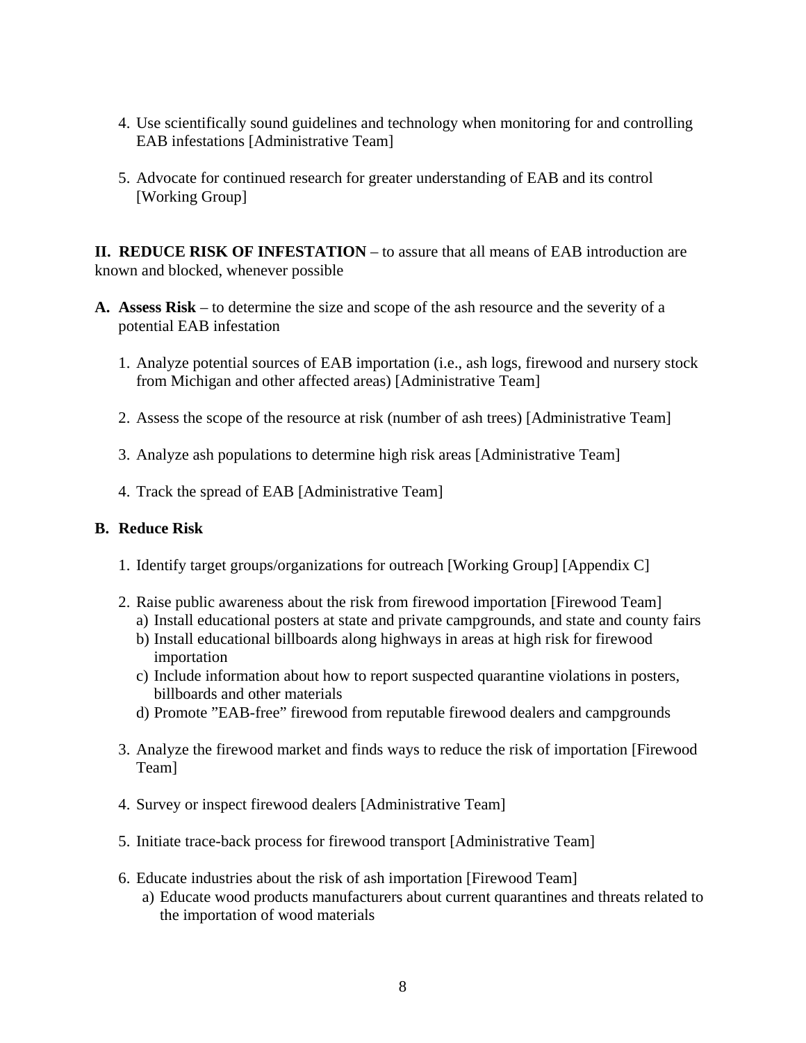4. Use scientifically sound guidelines and technology when monitoring for and controlling EAB infestations [Administrative Team]

5. Advocate for continued research for greater understanding of EAB and its control [Working Group]

**II. REDUCE RISK OF INFESTATION** – to assure that all means of EAB introduction are known and blocked, whenever possible

**A. Assess Risk** – to determine the size and scope of the ash resource and the severity of a potential EAB infestation

1. Analyze potential sources of EAB importation (i.e., ash logs, firewood and nursery stock from Michigan and other affected areas) [Administrative Team]

2. Assess the scope of the resource at risk (number of ash trees) [Administrative Team]

3. Analyze ash populations to determine high risk areas [Administrative Team]

4. Track the spread of EAB [Administrative Team]

**B. Reduce Risk**

1. Identify target groups/organizations for outreach [Working Group] [Appendix C]

2. Raise public awareness about the risk from firewood importation [Firewood Team]
   a) Install educational posters at state and private campgrounds, and state and county fairs
   b) Install educational billboards along highways in areas at high risk for firewood importation
   c) Include information about how to report suspected quarantine violations in posters, billboards and other materials
   d) Promote "EAB-free" firewood from reputable firewood dealers and campgrounds

3. Analyze the firewood market and finds ways to reduce the risk of importation [Firewood Team]

4. Survey or inspect firewood dealers [Administrative Team]

5. Initiate trace-back process for firewood transport [Administrative Team]

6. Educate industries about the risk of ash importation [Firewood Team]
   a) Educate wood products manufacturers about current quarantines and threats related to the importation of wood materials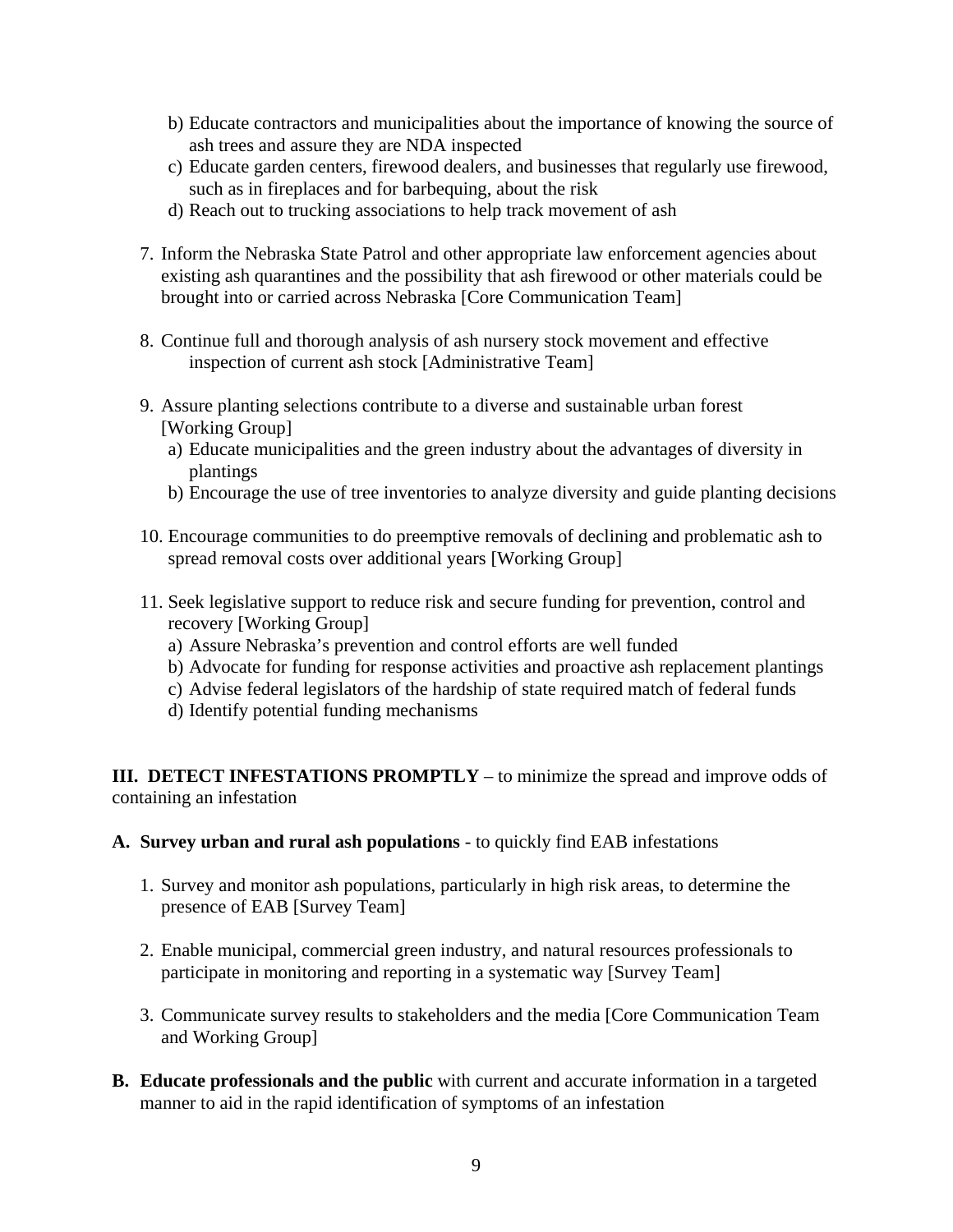b) Educate contractors and municipalities about the importance of knowing the source of ash trees and assure they are NDA inspected
c) Educate garden centers, firewood dealers, and businesses that regularly use firewood, such as in fireplaces and for barbequing, about the risk
d) Reach out to trucking associations to help track movement of ash

7. Inform the Nebraska State Patrol and other appropriate law enforcement agencies about existing ash quarantines and the possibility that ash firewood or other materials could be brought into or carried across Nebraska [Core Communication Team]

8. Continue full and thorough analysis of ash nursery stock movement and effective inspection of current ash stock [Administrative Team]

9. Assure planting selections contribute to a diverse and sustainable urban forest [Working Group]
   a) Educate municipalities and the green industry about the advantages of diversity in plantings
   b) Encourage the use of tree inventories to analyze diversity and guide planting decisions

10. Encourage communities to do preemptive removals of declining and problematic ash to spread removal costs over additional years [Working Group]

11. Seek legislative support to reduce risk and secure funding for prevention, control and recovery [Working Group]
    a) Assure Nebraska's prevention and control efforts are well funded
    b) Advocate for funding for response activities and proactive ash replacement plantings
    c) Advise federal legislators of the hardship of state required match of federal funds
    d) Identify potential funding mechanisms

**III. DETECT INFESTATIONS PROMPTLY** – to minimize the spread and improve odds of containing an infestation

**A. Survey urban and rural ash populations** - to quickly find EAB infestations

1. Survey and monitor ash populations, particularly in high risk areas, to determine the presence of EAB [Survey Team]

2. Enable municipal, commercial green industry, and natural resources professionals to participate in monitoring and reporting in a systematic way [Survey Team]

3. Communicate survey results to stakeholders and the media [Core Communication Team and Working Group]

**B. Educate professionals and the public** with current and accurate information in a targeted manner to aid in the rapid identification of symptoms of an infestation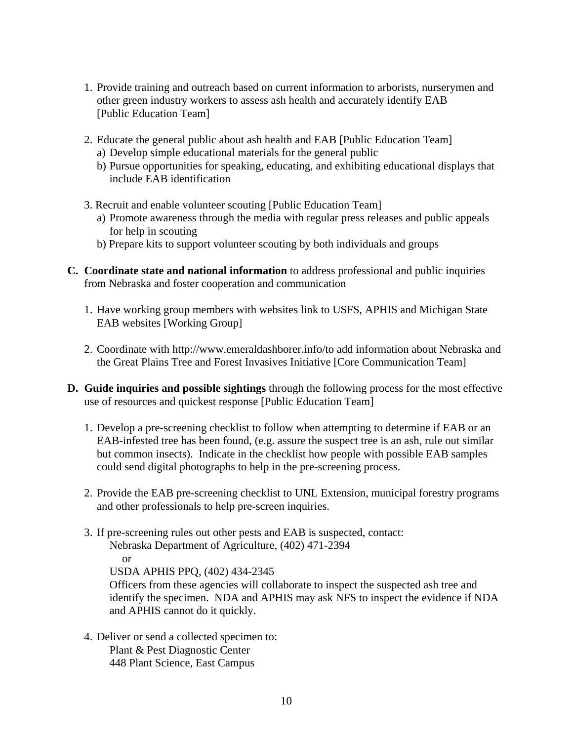1. Provide training and outreach based on current information to arborists, nurserymen and other green industry workers to assess ash health and accurately identify EAB [Public Education Team]

2. Educate the general public about ash health and EAB [Public Education Team]
   a) Develop simple educational materials for the general public
   b) Pursue opportunities for speaking, educating, and exhibiting educational displays that include EAB identification

3. Recruit and enable volunteer scouting [Public Education Team]
   a) Promote awareness through the media with regular press releases and public appeals for help in scouting
   b) Prepare kits to support volunteer scouting by both individuals and groups

**C. Coordinate state and national information** to address professional and public inquiries from Nebraska and foster cooperation and communication

1. Have working group members with websites link to USFS, APHIS and Michigan State EAB websites [Working Group]

2. Coordinate with http://www.emeraldashborer.info/to add information about Nebraska and the Great Plains Tree and Forest Invasives Initiative [Core Communication Team]

**D. Guide inquiries and possible sightings** through the following process for the most effective use of resources and quickest response [Public Education Team]

1. Develop a pre-screening checklist to follow when attempting to determine if EAB or an EAB-infested tree has been found, (e.g. assure the suspect tree is an ash, rule out similar but common insects). Indicate in the checklist how people with possible EAB samples could send digital photographs to help in the pre-screening process.

2. Provide the EAB pre-screening checklist to UNL Extension, municipal forestry programs and other professionals to help pre-screen inquiries.

3. If pre-screening rules out other pests and EAB is suspected, contact:
   Nebraska Department of Agriculture, (402) 471-2394
   or
   USDA APHIS PPQ, (402) 434-2345
   Officers from these agencies will collaborate to inspect the suspected ash tree and identify the specimen. NDA and APHIS may ask NFS to inspect the evidence if NDA and APHIS cannot do it quickly.

4. Deliver or send a collected specimen to:
   Plant & Pest Diagnostic Center
   448 Plant Science, East Campus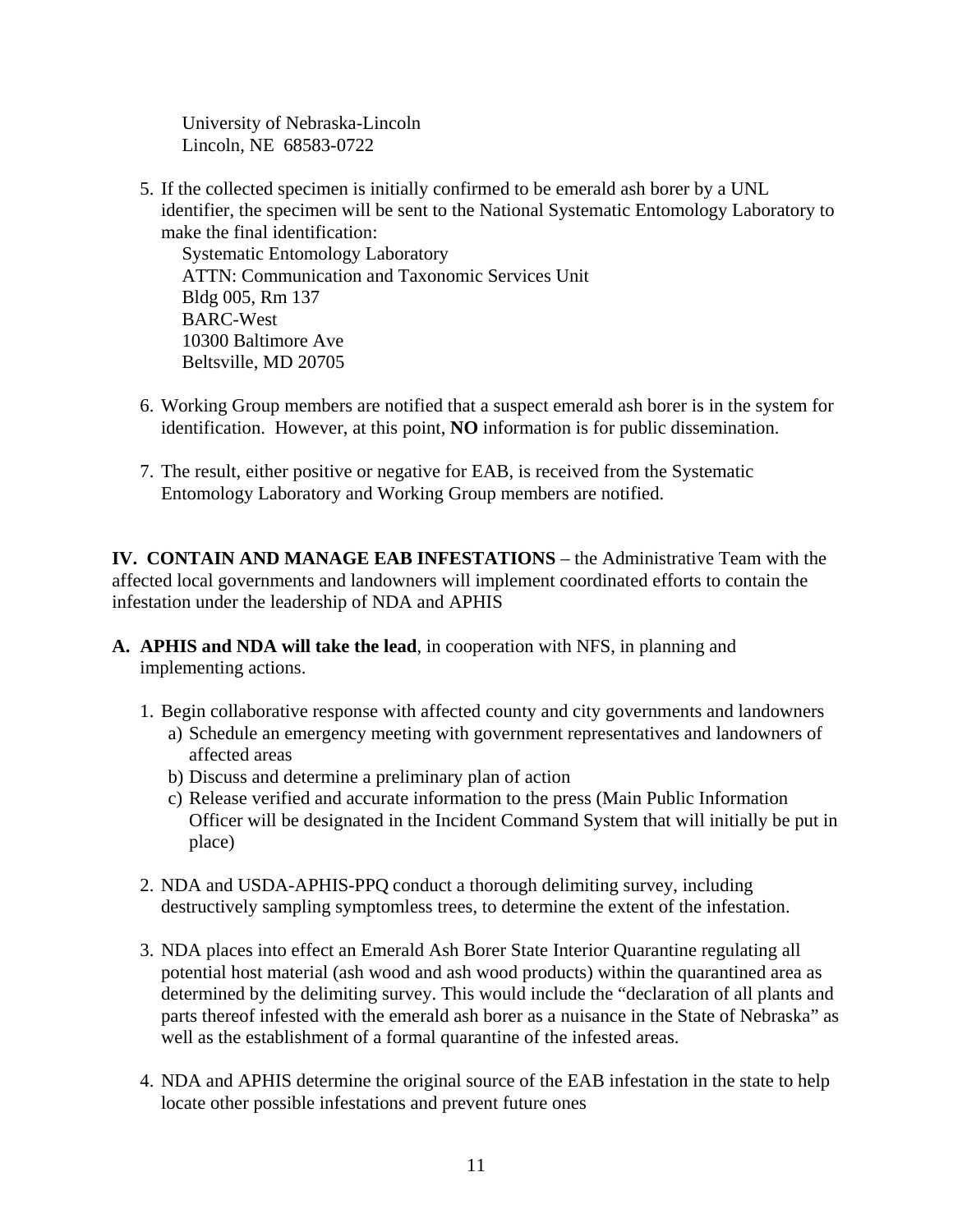University of Nebraska-Lincoln
Lincoln, NE 68583-0722

5. If the collected specimen is initially confirmed to be emerald ash borer by a UNL identifier, the specimen will be sent to the National Systematic Entomology Laboratory to make the final identification:
   Systematic Entomology Laboratory
   ATTN: Communication and Taxonomic Services Unit
   Bldg 005, Rm 137
   BARC-West
   10300 Baltimore Ave
   Beltsville, MD 20705

6. Working Group members are notified that a suspect emerald ash borer is in the system for identification. However, at this point, **NO** information is for public dissemination.

7. The result, either positive or negative for EAB, is received from the Systematic Entomology Laboratory and Working Group members are notified.

**IV. CONTAIN AND MANAGE EAB INFESTATIONS** – the Administrative Team with the affected local governments and landowners will implement coordinated efforts to contain the infestation under the leadership of NDA and APHIS

**A. APHIS and NDA will take the lead**, in cooperation with NFS, in planning and implementing actions.

1. Begin collaborative response with affected county and city governments and landowners
   a) Schedule an emergency meeting with government representatives and landowners of affected areas
   b) Discuss and determine a preliminary plan of action
   c) Release verified and accurate information to the press (Main Public Information Officer will be designated in the Incident Command System that will initially be put in place)

2. NDA and USDA-APHIS-PPQ conduct a thorough delimiting survey, including destructively sampling symptomless trees, to determine the extent of the infestation.

3. NDA places into effect an Emerald Ash Borer State Interior Quarantine regulating all potential host material (ash wood and ash wood products) within the quarantined area as determined by the delimiting survey. This would include the "declaration of all plants and parts thereof infested with the emerald ash borer as a nuisance in the State of Nebraska" as well as the establishment of a formal quarantine of the infested areas.

4. NDA and APHIS determine the original source of the EAB infestation in the state to help locate other possible infestations and prevent future ones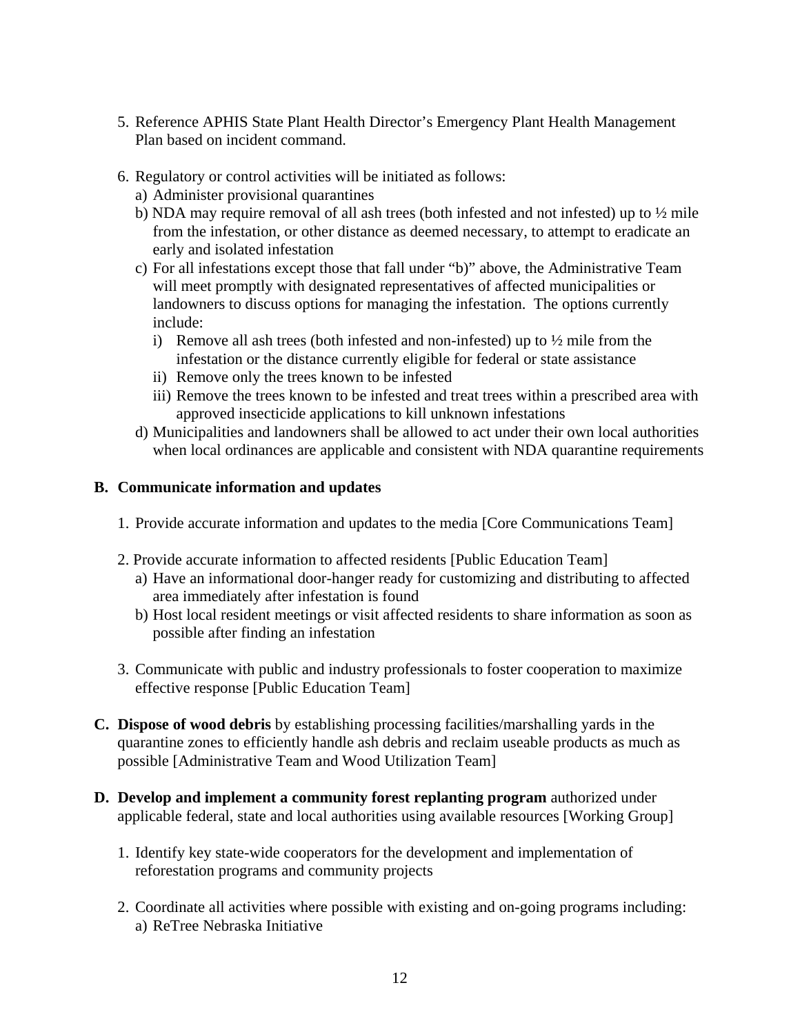5. Reference APHIS State Plant Health Director's Emergency Plant Health Management Plan based on incident command.

6. Regulatory or control activities will be initiated as follows:
   a) Administer provisional quarantines
   b) NDA may require removal of all ash trees (both infested and not infested) up to ½ mile from the infestation, or other distance as deemed necessary, to attempt to eradicate an early and isolated infestation
   c) For all infestations except those that fall under "b)" above, the Administrative Team will meet promptly with designated representatives of affected municipalities or landowners to discuss options for managing the infestation. The options currently include:
      i) Remove all ash trees (both infested and non-infested) up to ½ mile from the infestation or the distance currently eligible for federal or state assistance
      ii) Remove only the trees known to be infested
      iii) Remove the trees known to be infested and treat trees within a prescribed area with approved insecticide applications to kill unknown infestations
   d) Municipalities and landowners shall be allowed to act under their own local authorities when local ordinances are applicable and consistent with NDA quarantine requirements

**B. Communicate information and updates**

1. Provide accurate information and updates to the media [Core Communications Team]

2. Provide accurate information to affected residents [Public Education Team]
   a) Have an informational door-hanger ready for customizing and distributing to affected area immediately after infestation is found
   b) Host local resident meetings or visit affected residents to share information as soon as possible after finding an infestation

3. Communicate with public and industry professionals to foster cooperation to maximize effective response [Public Education Team]

**C. Dispose of wood debris** by establishing processing facilities/marshalling yards in the quarantine zones to efficiently handle ash debris and reclaim useable products as much as possible [Administrative Team and Wood Utilization Team]

**D. Develop and implement a community forest replanting program** authorized under applicable federal, state and local authorities using available resources [Working Group]

1. Identify key state-wide cooperators for the development and implementation of reforestation programs and community projects

2. Coordinate all activities where possible with existing and on-going programs including:
   a) ReTree Nebraska Initiative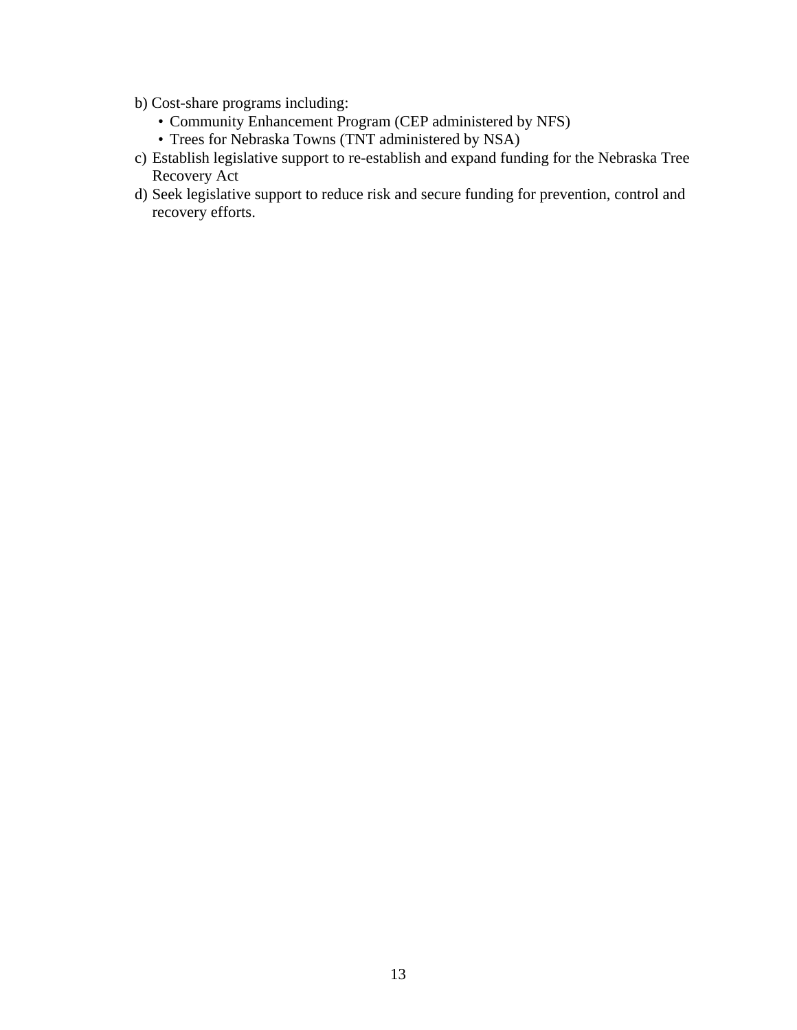b) Cost-share programs including:
   - Community Enhancement Program (CEP administered by NFS)
   - Trees for Nebraska Towns (TNT administered by NSA)

c) Establish legislative support to re-establish and expand funding for the Nebraska Tree Recovery Act

d) Seek legislative support to reduce risk and secure funding for prevention, control and recovery efforts.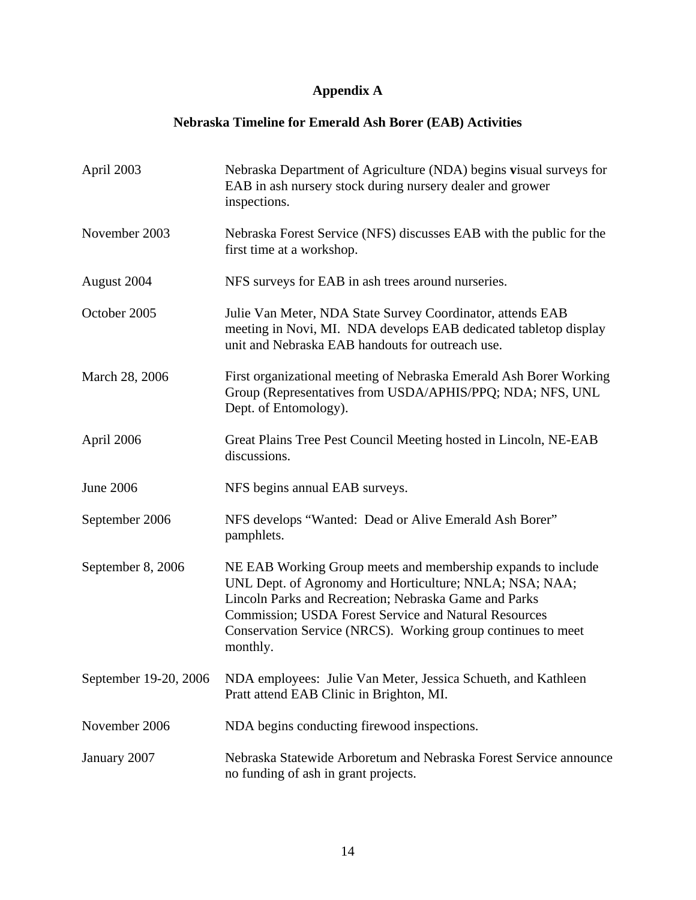# Appendix A

## Nebraska Timeline for Emerald Ash Borer (EAB) Activities

| | |
|---|---|
| April 2003 | Nebraska Department of Agriculture (NDA) begins visual surveys for EAB in ash nursery stock during nursery dealer and grower inspections. |
| November 2003 | Nebraska Forest Service (NFS) discusses EAB with the public for the first time at a workshop. |
| August 2004 | NFS surveys for EAB in ash trees around nurseries. |
| October 2005 | Julie Van Meter, NDA State Survey Coordinator, attends EAB meeting in Novi, MI. NDA develops EAB dedicated tabletop display unit and Nebraska EAB handouts for outreach use. |
| March 28, 2006 | First organizational meeting of Nebraska Emerald Ash Borer Working Group (Representatives from USDA/APHIS/PPQ; NDA; NFS, UNL Dept. of Entomology). |
| April 2006 | Great Plains Tree Pest Council Meeting hosted in Lincoln, NE-EAB discussions. |
| June 2006 | NFS begins annual EAB surveys. |
| September 2006 | NFS develops "Wanted: Dead or Alive Emerald Ash Borer" pamphlets. |
| September 8, 2006 | NE EAB Working Group meets and membership expands to include UNL Dept. of Agronomy and Horticulture; NNLA; NSA; NAA; Lincoln Parks and Recreation; Nebraska Game and Parks Commission; USDA Forest Service and Natural Resources Conservation Service (NRCS). Working group continues to meet monthly. |
| September 19-20, 2006 | NDA employees: Julie Van Meter, Jessica Schueth, and Kathleen Pratt attend EAB Clinic in Brighton, MI. |
| November 2006 | NDA begins conducting firewood inspections. |
| January 2007 | Nebraska Statewide Arboretum and Nebraska Forest Service announce no funding of ash in grant projects. |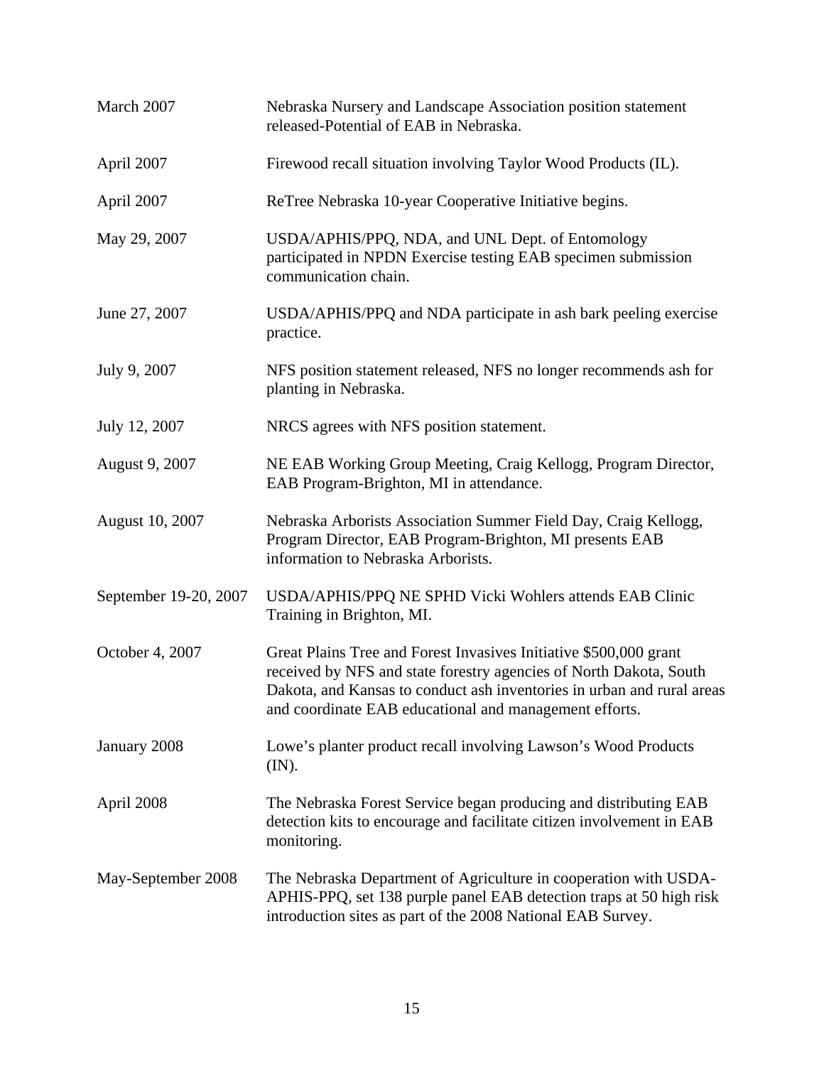| | |
|---|---|
| March 2007 | Nebraska Nursery and Landscape Association position statement released-Potential of EAB in Nebraska. |
| April 2007 | Firewood recall situation involving Taylor Wood Products (IL). |
| April 2007 | ReTree Nebraska 10-year Cooperative Initiative begins. |
| May 29, 2007 | USDA/APHIS/PPQ, NDA, and UNL Dept. of Entomology participated in NPDN Exercise testing EAB specimen submission communication chain. |
| June 27, 2007 | USDA/APHIS/PPQ and NDA participate in ash bark peeling exercise practice. |
| July 9, 2007 | NFS position statement released, NFS no longer recommends ash for planting in Nebraska. |
| July 12, 2007 | NRCS agrees with NFS position statement. |
| August 9, 2007 | NE EAB Working Group Meeting, Craig Kellogg, Program Director, EAB Program-Brighton, MI in attendance. |
| August 10, 2007 | Nebraska Arborists Association Summer Field Day, Craig Kellogg, Program Director, EAB Program-Brighton, MI presents EAB information to Nebraska Arborists. |
| September 19-20, 2007 | USDA/APHIS/PPQ NE SPHD Vicki Wohlers attends EAB Clinic Training in Brighton, MI. |
| October 4, 2007 | Great Plains Tree and Forest Invasives Initiative $500,000 grant received by NFS and state forestry agencies of North Dakota, South Dakota, and Kansas to conduct ash inventories in urban and rural areas and coordinate EAB educational and management efforts. |
| January 2008 | Lowe's planter product recall involving Lawson's Wood Products (IN). |
| April 2008 | The Nebraska Forest Service began producing and distributing EAB detection kits to encourage and facilitate citizen involvement in EAB monitoring. |
| May-September 2008 | The Nebraska Department of Agriculture in cooperation with USDA-APHIS-PPQ, set 138 purple panel EAB detection traps at 50 high risk introduction sites as part of the 2008 National EAB Survey. |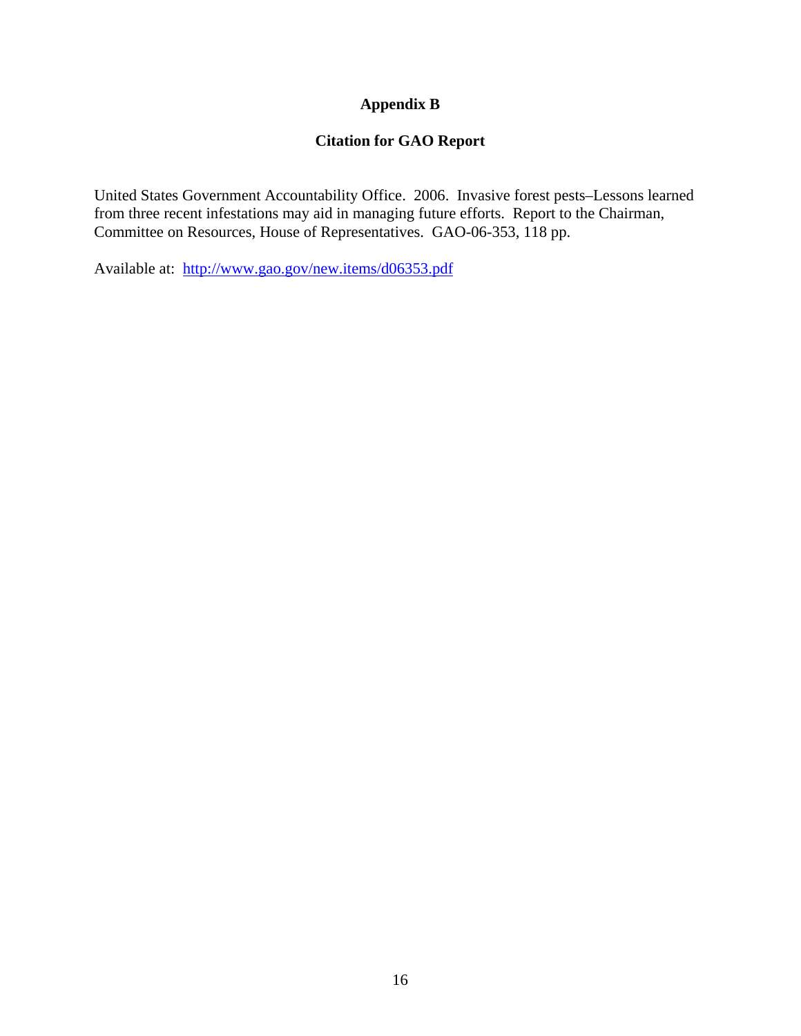# Appendix B

## Citation for GAO Report

United States Government Accountability Office. 2006. Invasive forest pests–Lessons learned from three recent infestations may aid in managing future efforts. Report to the Chairman, Committee on Resources, House of Representatives. GAO-06-353, 118 pp.

Available at: http://www.gao.gov/new.items/d06353.pdf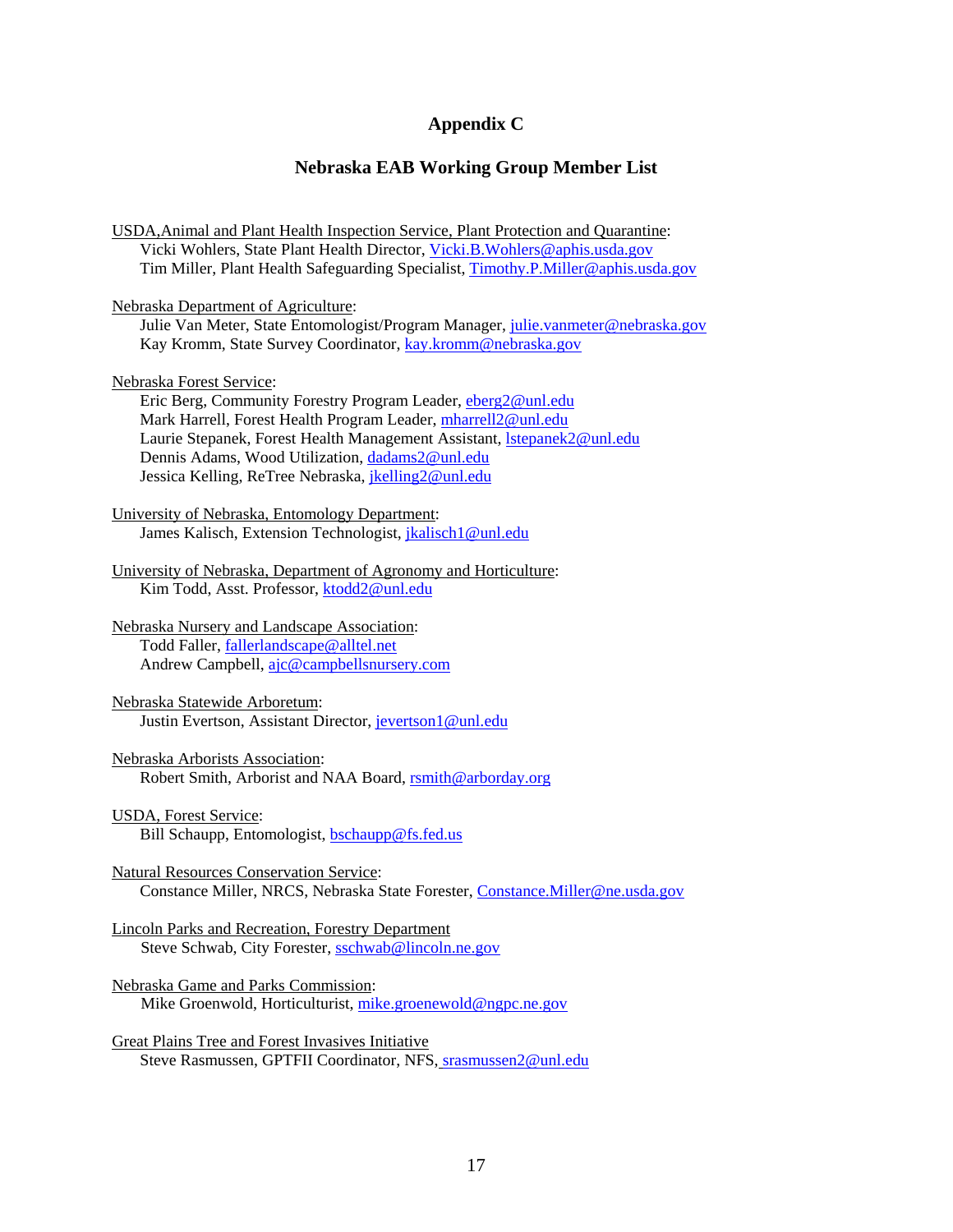# Appendix C

## Nebraska EAB Working Group Member List

USDA,Animal and Plant Health Inspection Service, Plant Protection and Quarantine:
Vicki Wohlers, State Plant Health Director, Vicki.B.Wohlers@aphis.usda.gov
Tim Miller, Plant Health Safeguarding Specialist, Timothy.P.Miller@aphis.usda.gov

Nebraska Department of Agriculture:
Julie Van Meter, State Entomologist/Program Manager, julie.vanmeter@nebraska.gov
Kay Kromm, State Survey Coordinator, kay.kromm@nebraska.gov

Nebraska Forest Service:
Eric Berg, Community Forestry Program Leader, eberg2@unl.edu
Mark Harrell, Forest Health Program Leader, mharrell2@unl.edu
Laurie Stepanek, Forest Health Management Assistant, lstepanek2@unl.edu
Dennis Adams, Wood Utilization, dadams2@unl.edu
Jessica Kelling, ReTree Nebraska, jkelling2@unl.edu

University of Nebraska, Entomology Department:
James Kalisch, Extension Technologist, jkalisch1@unl.edu

University of Nebraska, Department of Agronomy and Horticulture:
Kim Todd, Asst. Professor, ktodd2@unl.edu

Nebraska Nursery and Landscape Association:
Todd Faller, fallerlandscape@alltel.net
Andrew Campbell, ajc@campbellsnursery.com

Nebraska Statewide Arboretum:
Justin Evertson, Assistant Director, jevertson1@unl.edu

Nebraska Arborists Association:
Robert Smith, Arborist and NAA Board, rsmith@arborday.org

USDA, Forest Service:
Bill Schaupp, Entomologist, bschaupp@fs.fed.us

Natural Resources Conservation Service:
Constance Miller, NRCS, Nebraska State Forester, Constance.Miller@ne.usda.gov

Lincoln Parks and Recreation, Forestry Department
Steve Schwab, City Forester, sschwab@lincoln.ne.gov

Nebraska Game and Parks Commission:
Mike Groenwold, Horticulturist, mike.groenewold@ngpc.ne.gov

Great Plains Tree and Forest Invasives Initiative
Steve Rasmussen, GPTFII Coordinator, NFS, srasmussen2@unl.edu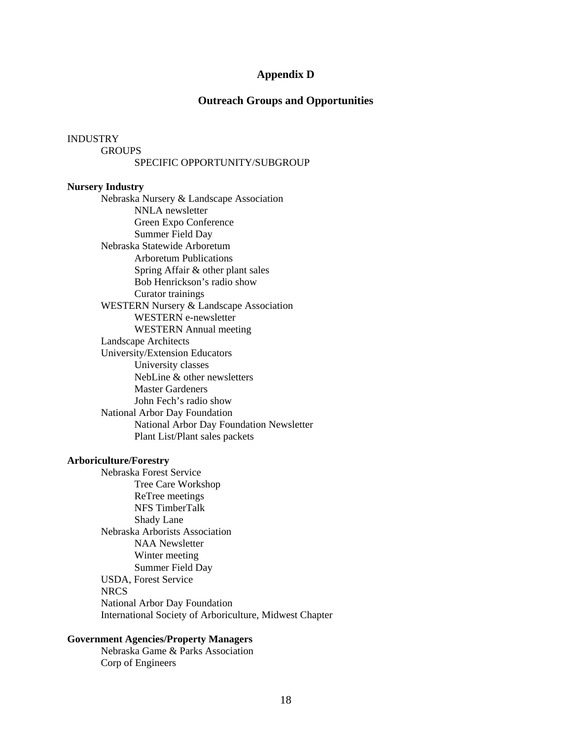# Appendix D

## Outreach Groups and Opportunities

INDUSTRY
- GROUPS
  - SPECIFIC OPPORTUNITY/SUBGROUP

**Nursery Industry**

- Nebraska Nursery & Landscape Association
  - NNLA newsletter
  - Green Expo Conference
  - Summer Field Day
- Nebraska Statewide Arboretum
  - Arboretum Publications
  - Spring Affair & other plant sales
  - Bob Henrickson's radio show
  - Curator trainings
- WESTERN Nursery & Landscape Association
  - WESTERN e-newsletter
  - WESTERN Annual meeting
- Landscape Architects
- University/Extension Educators
  - University classes
  - NebLine & other newsletters
  - Master Gardeners
  - John Fech's radio show
- National Arbor Day Foundation
  - National Arbor Day Foundation Newsletter
  - Plant List/Plant sales packets

**Arboriculture/Forestry**

- Nebraska Forest Service
  - Tree Care Workshop
  - ReTree meetings
  - NFS TimberTalk
  - Shady Lane
- Nebraska Arborists Association
  - NAA Newsletter
  - Winter meeting
  - Summer Field Day
- USDA, Forest Service
- NRCS
- National Arbor Day Foundation
- International Society of Arboriculture, Midwest Chapter

**Government Agencies/Property Managers**

- Nebraska Game & Parks Association
- Corp of Engineers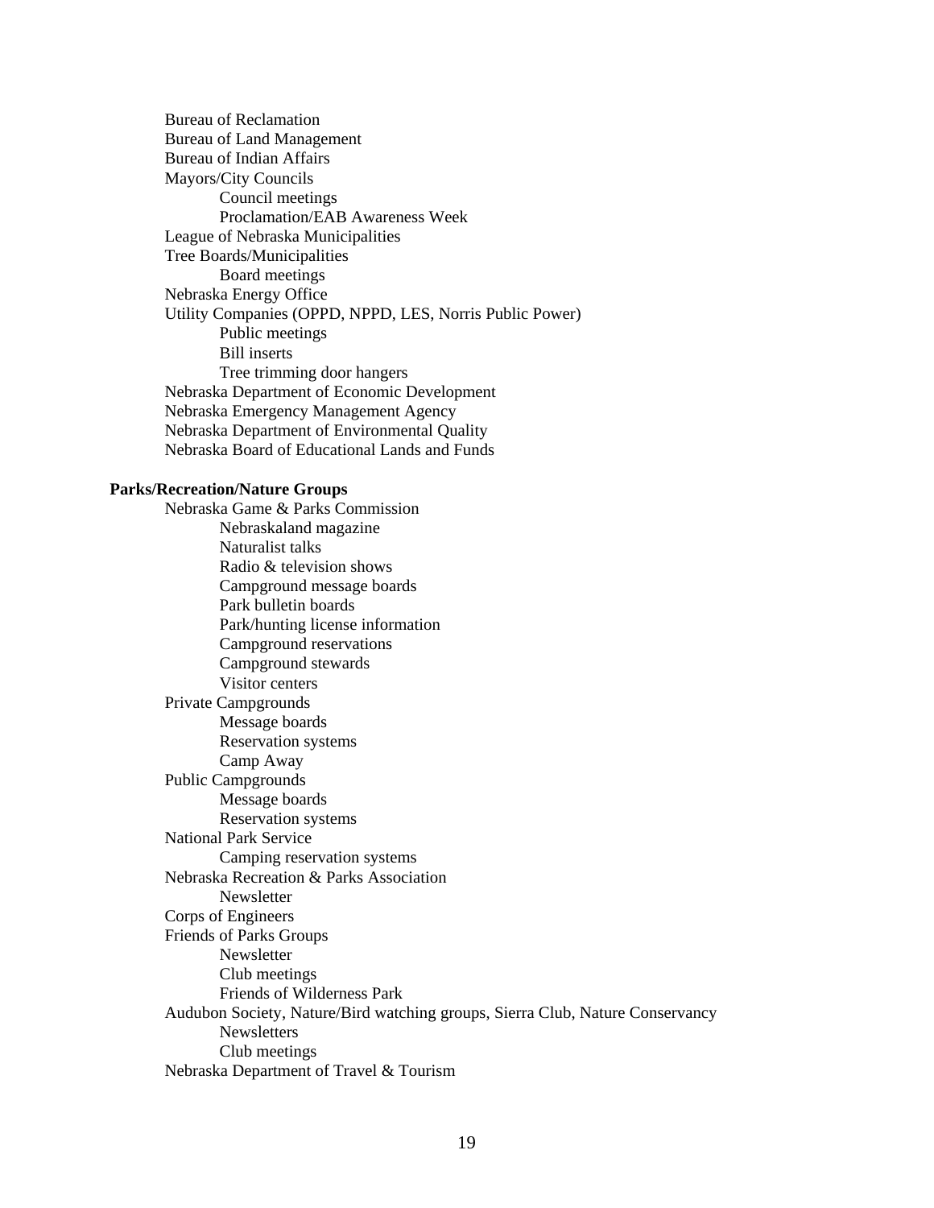- Bureau of Reclamation
- Bureau of Land Management
- Bureau of Indian Affairs
- Mayors/City Councils
  - Council meetings
  - Proclamation/EAB Awareness Week
- League of Nebraska Municipalities
- Tree Boards/Municipalities
  - Board meetings
- Nebraska Energy Office
- Utility Companies (OPPD, NPPD, LES, Norris Public Power)
  - Public meetings
  - Bill inserts
  - Tree trimming door hangers
- Nebraska Department of Economic Development
- Nebraska Emergency Management Agency
- Nebraska Department of Environmental Quality
- Nebraska Board of Educational Lands and Funds

**Parks/Recreation/Nature Groups**

- Nebraska Game & Parks Commission
  - Nebraskaland magazine
  - Naturalist talks
  - Radio & television shows
  - Campground message boards
  - Park bulletin boards
  - Park/hunting license information
  - Campground reservations
  - Campground stewards
  - Visitor centers
- Private Campgrounds
  - Message boards
  - Reservation systems
  - Camp Away
- Public Campgrounds
  - Message boards
  - Reservation systems
- National Park Service
  - Camping reservation systems
- Nebraska Recreation & Parks Association
  - Newsletter
- Corps of Engineers
- Friends of Parks Groups
  - Newsletter
  - Club meetings
  - Friends of Wilderness Park
- Audubon Society, Nature/Bird watching groups, Sierra Club, Nature Conservancy
  - Newsletters
  - Club meetings
- Nebraska Department of Travel & Tourism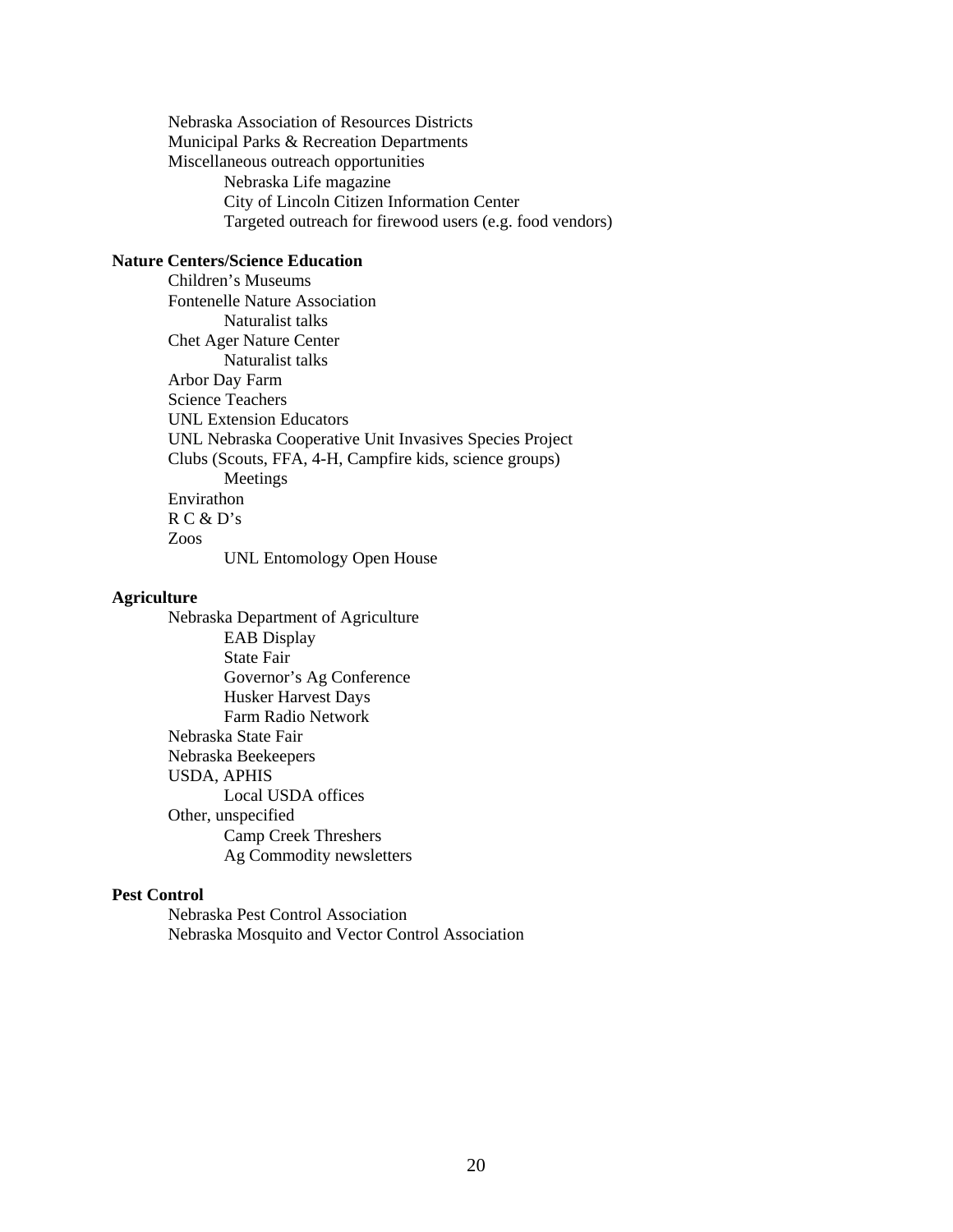- Nebraska Association of Resources Districts
- Municipal Parks & Recreation Departments
- Miscellaneous outreach opportunities
  - Nebraska Life magazine
  - City of Lincoln Citizen Information Center
  - Targeted outreach for firewood users (e.g. food vendors)

**Nature Centers/Science Education**

- Children's Museums
- Fontenelle Nature Association
  - Naturalist talks
- Chet Ager Nature Center
  - Naturalist talks
- Arbor Day Farm
- Science Teachers
- UNL Extension Educators
- UNL Nebraska Cooperative Unit Invasives Species Project
- Clubs (Scouts, FFA, 4-H, Campfire kids, science groups)
  - Meetings
- Envirathon
- R C & D's
- Zoos
  - UNL Entomology Open House

**Agriculture**

- Nebraska Department of Agriculture
  - EAB Display
  - State Fair
  - Governor's Ag Conference
  - Husker Harvest Days
  - Farm Radio Network
- Nebraska State Fair
- Nebraska Beekeepers
- USDA, APHIS
  - Local USDA offices
- Other, unspecified
  - Camp Creek Threshers
  - Ag Commodity newsletters

**Pest Control**

- Nebraska Pest Control Association
- Nebraska Mosquito and Vector Control Association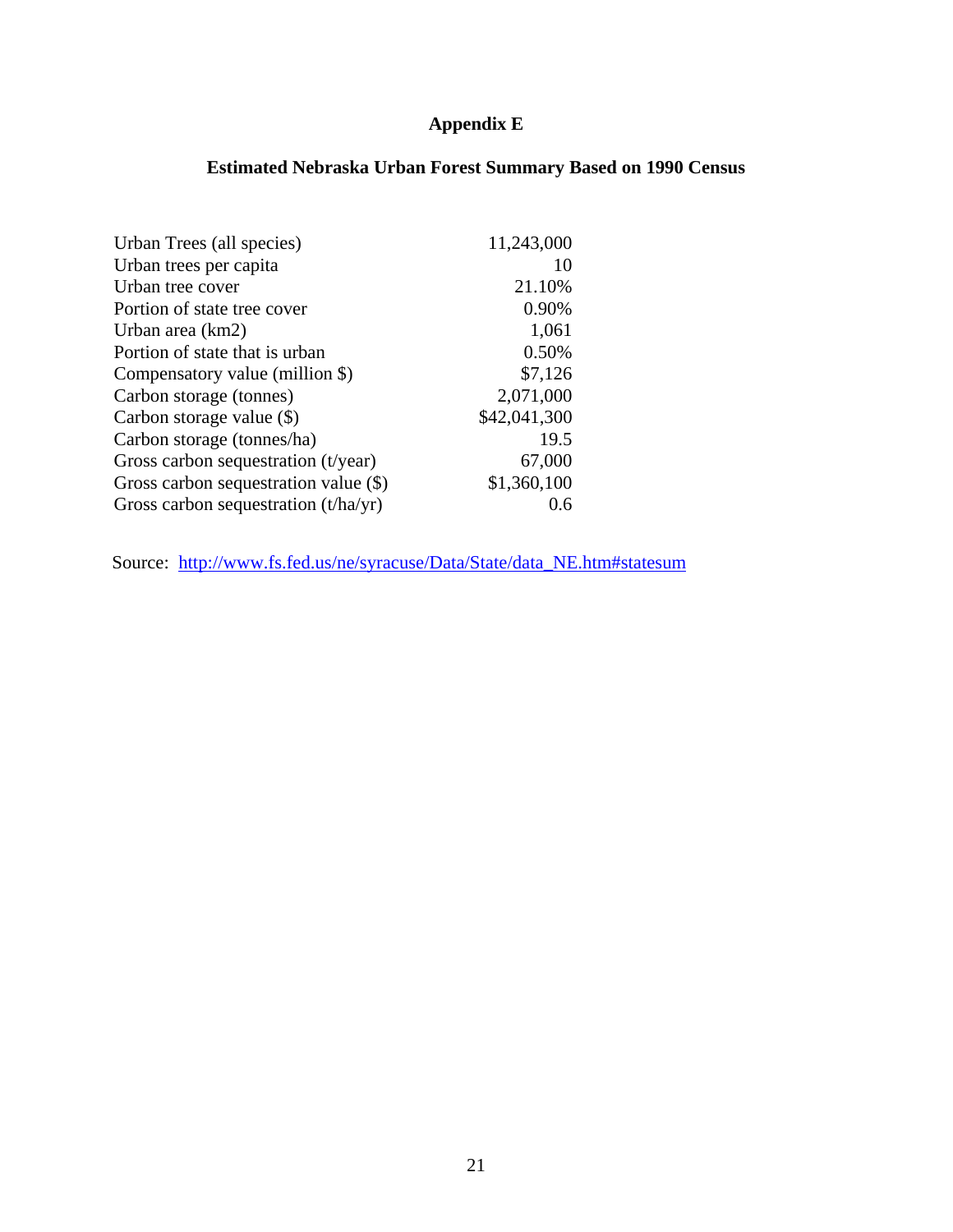# Appendix E

## Estimated Nebraska Urban Forest Summary Based on 1990 Census

| | |
|---|---|
| Urban Trees (all species) | 11,243,000 |
| Urban trees per capita | 10 |
| Urban tree cover | 21.10% |
| Portion of state tree cover | 0.90% |
| Urban area (km2) | 1,061 |
| Portion of state that is urban | 0.50% |
| Compensatory value (million $) | $7,126 |
| Carbon storage (tonnes) | 2,071,000 |
| Carbon storage value ($) | $42,041,300 |
| Carbon storage (tonnes/ha) | 19.5 |
| Gross carbon sequestration (t/year) | 67,000 |
| Gross carbon sequestration value ($) | $1,360,100 |
| Gross carbon sequestration (t/ha/yr) | 0.6 |

Source: http://www.fs.fed.us/ne/syracuse/Data/State/data_NE.htm#statesum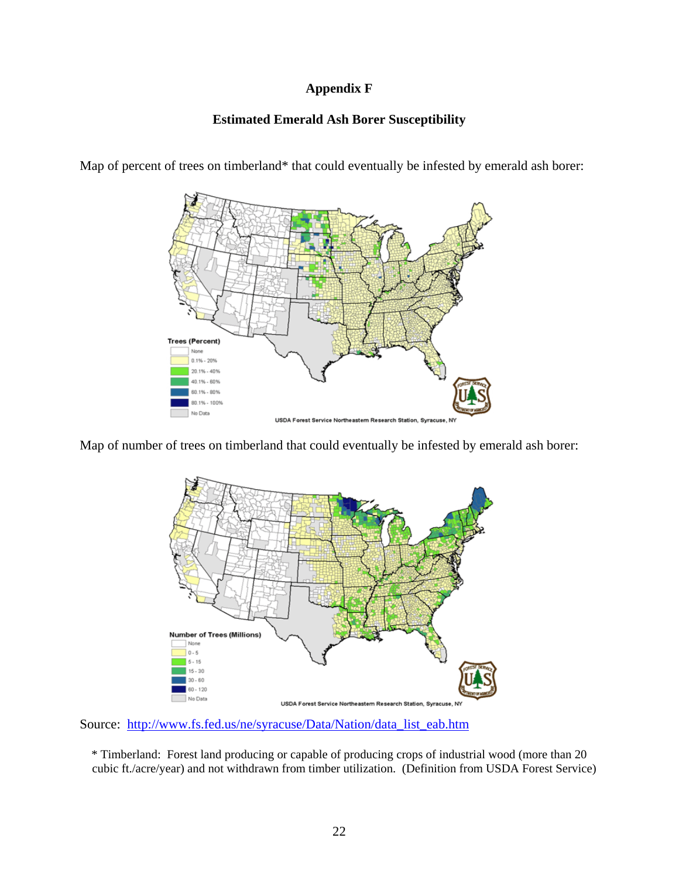# Appendix F

## Estimated Emerald Ash Borer Susceptibility

Map of percent of trees on timberland* that could eventually be infested by emerald ash borer:

Trees (Percent)
None
0.1% - 20%
20.1% - 40%
40.1% - 60%
60.1% - 80%
80.1% - 100%
No Data

USDA Forest Service Northeastern Research Station, Syracuse, NY

Map of number of trees on timberland that could eventually be infested by emerald ash borer:

Number of Trees (Millions)
None
0 - 5
5 - 15
15 - 30
30 - 60
60 - 120
No Data

USDA Forest Service Northeastern Research Station, Syracuse, NY

Source: [http://www.fs.fed.us/ne/syracuse/Data/Nation/data_list_eab.htm](http://www.fs.fed.us/ne/syracuse/Data/Nation/data_list_eab.htm)

* Timberland: Forest land producing or capable of producing crops of industrial wood (more than 20 cubic ft./acre/year) and not withdrawn from timber utilization. (Definition from USDA Forest Service)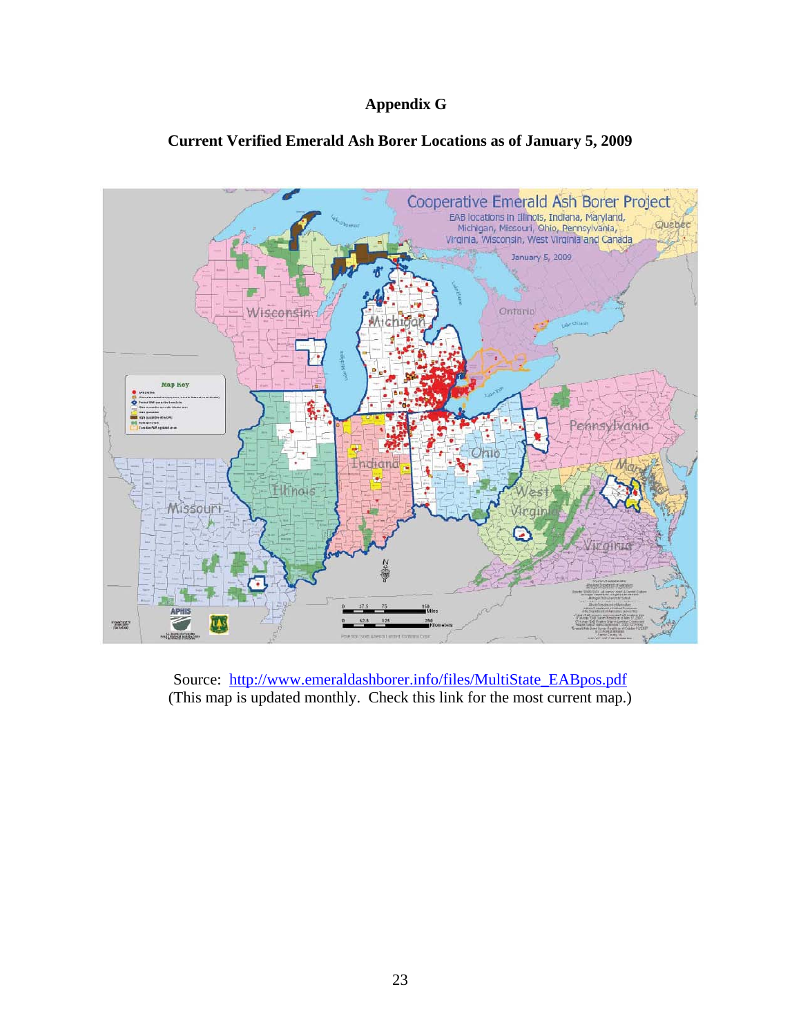# Appendix G

## Current Verified Emerald Ash Borer Locations as of January 5, 2009

Cooperative Emerald Ash Borer Project

EAB locations in Illinois, Indiana, Maryland, Michigan, Missouri, Ohio, Pennsylvania, Virginia, Wisconsin, West Virginia and Canada

January 5, 2009

Map Key

Wisconsin

Michigan

Ontario

Quebec

Illinois

Indiana

Ohio

Pennsylvania

Missouri

West Virginia

Virginia

Maryland

0 37.5 75 150 Miles

0 62.5 125 250 Kilometers

APHIS

Source: http://www.emeraldashborer.info/files/MultiState_EABpos.pdf
(This map is updated monthly. Check this link for the most current map.)